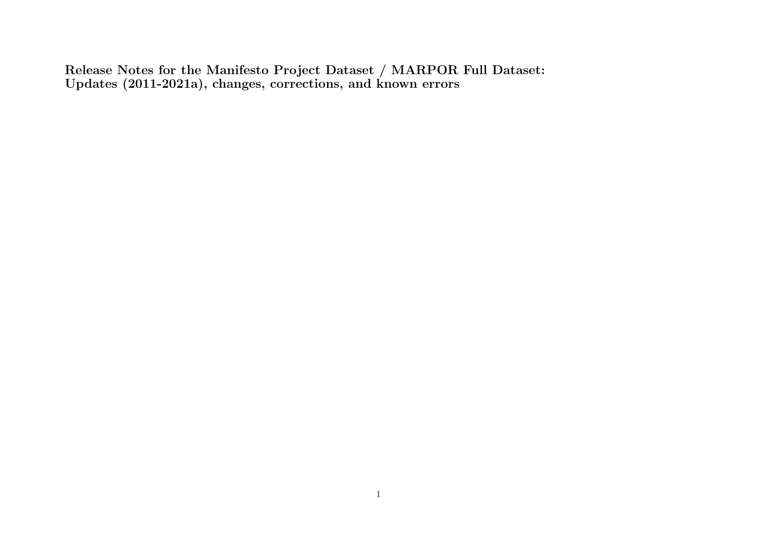# Release Notes for the Manifesto Project Dataset / MARPOR Full Dataset: Updates (2011-2021a), changes, corrections, and known errors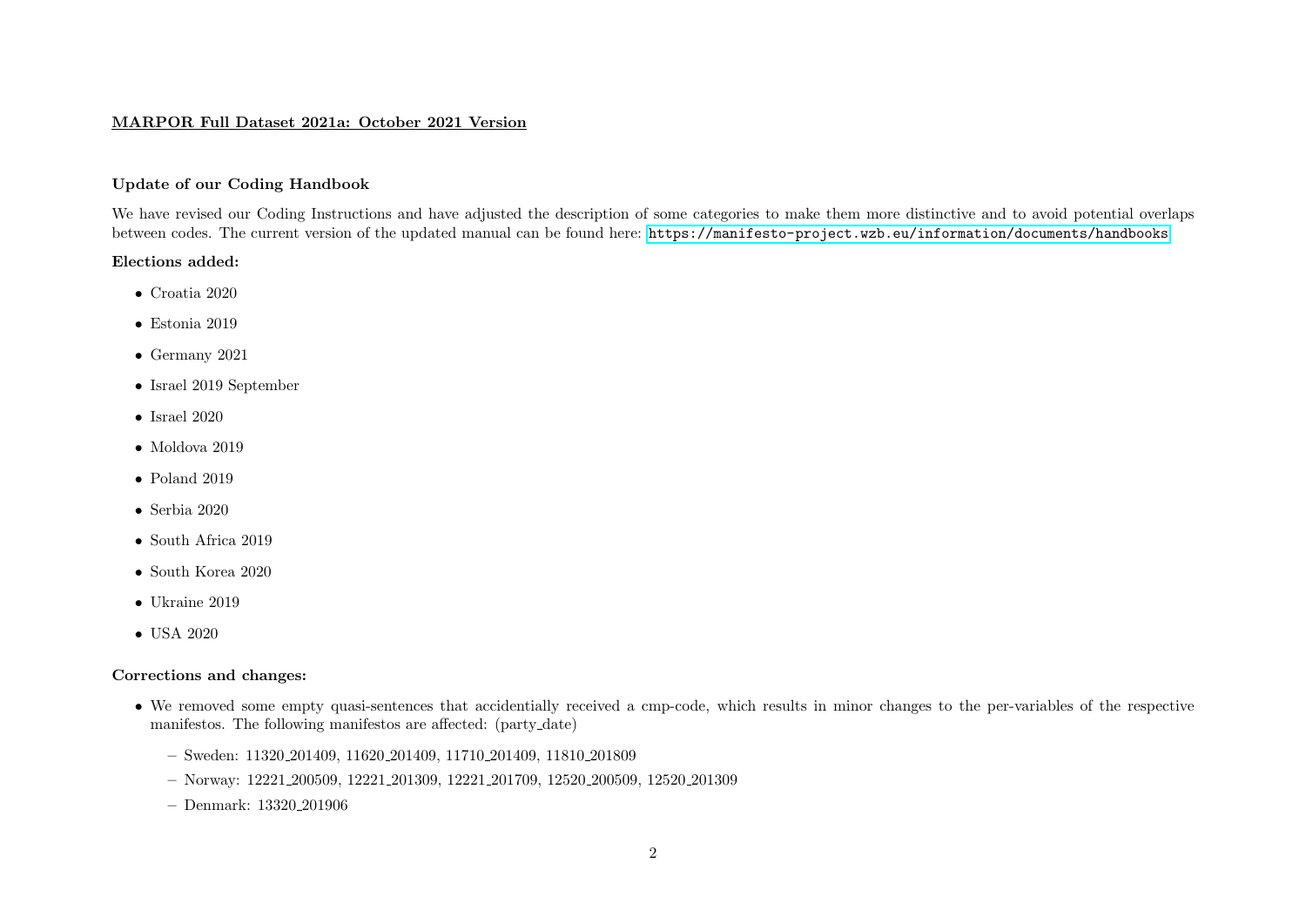**MARPOR Full Dataset 2021a: October 2021 Version**

**Update of our Coding Handbook**

We have revised our Coding Instructions and have adjusted the description of some categories to make them more distinctive and to avoid potential overlaps between codes. The current version of the updated manual can be found here: https://manifesto-project.wzb.eu/information/documents/handbooks

**Elections added:**

- Croatia 2020
- Estonia 2019
- Germany 2021
- Israel 2019 September
- Israel 2020
- Moldova 2019
- Poland 2019
- Serbia 2020
- South Africa 2019
- South Korea 2020
- Ukraine 2019
- USA 2020

**Corrections and changes:**

- We removed some empty quasi-sentences that accidentially received a cmp-code, which results in minor changes to the per-variables of the respective manifestos. The following manifestos are affected: (party_date)
  - Sweden: 11320_201409, 11620_201409, 11710_201409, 11810_201809
  - Norway: 12221_200509, 12221_201309, 12221_201709, 12520_200509, 12520_201309
  - Denmark: 13320_201906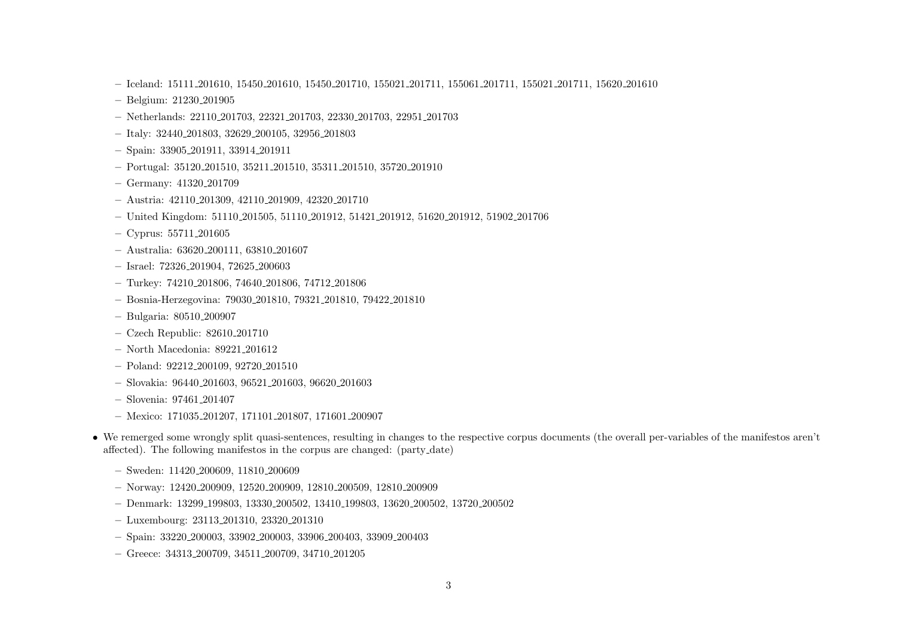- Iceland: 15111_201610, 15450_201610, 15450_201710, 155021_201711, 155061_201711, 155021_201711, 15620_201610
  - Belgium: 21230_201905
  - Netherlands: 22110_201703, 22321_201703, 22330_201703, 22951_201703
  - Italy: 32440_201803, 32629_200105, 32956_201803
  - Spain: 33905_201911, 33914_201911
  - Portugal: 35120_201510, 35211_201510, 35311_201510, 35720_201910
  - Germany: 41320_201709
  - Austria: 42110_201309, 42110_201909, 42320_201710
  - United Kingdom: 51110_201505, 51110_201912, 51421_201912, 51620_201912, 51902_201706
  - Cyprus: 55711_201605
  - Australia: 63620_200111, 63810_201607
  - Israel: 72326_201904, 72625_200603
  - Turkey: 74210_201806, 74640_201806, 74712_201806
  - Bosnia-Herzegovina: 79030_201810, 79321_201810, 79422_201810
  - Bulgaria: 80510_200907
  - Czech Republic: 82610_201710
  - North Macedonia: 89221_201612
  - Poland: 92212_200109, 92720_201510
  - Slovakia: 96440_201603, 96521_201603, 96620_201603
  - Slovenia: 97461_201407
  - Mexico: 171035_201207, 171101_201807, 171601_200907

- We remerged some wrongly split quasi-sentences, resulting in changes to the respective corpus documents (the overall per-variables of the manifestos aren't affected). The following manifestos in the corpus are changed: (party_date)
  - Sweden: 11420_200609, 11810_200609
  - Norway: 12420_200909, 12520_200909, 12810_200509, 12810_200909
  - Denmark: 13299_199803, 13330_200502, 13410_199803, 13620_200502, 13720_200502
  - Luxembourg: 23113_201310, 23320_201310
  - Spain: 33220_200003, 33902_200003, 33906_200403, 33909_200403
  - Greece: 34313_200709, 34511_200709, 34710_201205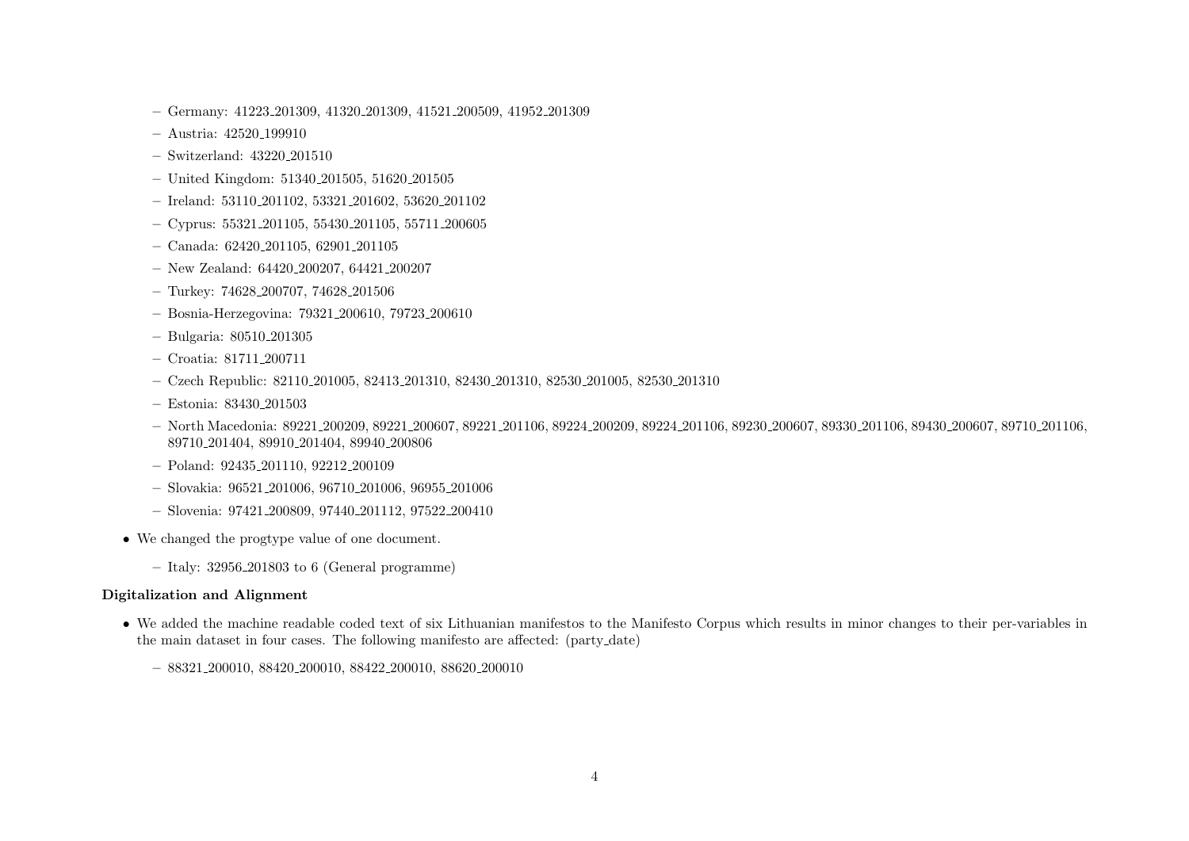- Germany: 41223_201309, 41320_201309, 41521_200509, 41952_201309
  - Austria: 42520_199910
  - Switzerland: 43220_201510
  - United Kingdom: 51340_201505, 51620_201505
  - Ireland: 53110_201102, 53321_201602, 53620_201102
  - Cyprus: 55321_201105, 55430_201105, 55711_200605
  - Canada: 62420_201105, 62901_201105
  - New Zealand: 64420_200207, 64421_200207
  - Turkey: 74628_200707, 74628_201506
  - Bosnia-Herzegovina: 79321_200610, 79723_200610
  - Bulgaria: 80510_201305
  - Croatia: 81711_200711
  - Czech Republic: 82110_201005, 82413_201310, 82430_201310, 82530_201005, 82530_201310
  - Estonia: 83430_201503
  - North Macedonia: 89221_200209, 89221_200607, 89221_201106, 89224_200209, 89224_201106, 89230_200607, 89330_201106, 89430_200607, 89710_201106, 89710_201404, 89910_201404, 89940_200806
  - Poland: 92435_201110, 92212_200109
  - Slovakia: 96521_201006, 96710_201006, 96955_201006
  - Slovenia: 97421_200809, 97440_201112, 97522_200410

- We changed the progtype value of one document.
  - Italy: 32956_201803 to 6 (General programme)

**Digitalization and Alignment**

- We added the machine readable coded text of six Lithuanian manifestos to the Manifesto Corpus which results in minor changes to their per-variables in the main dataset in four cases. The following manifesto are affected: (party_date)
  - 88321_200010, 88420_200010, 88422_200010, 88620_200010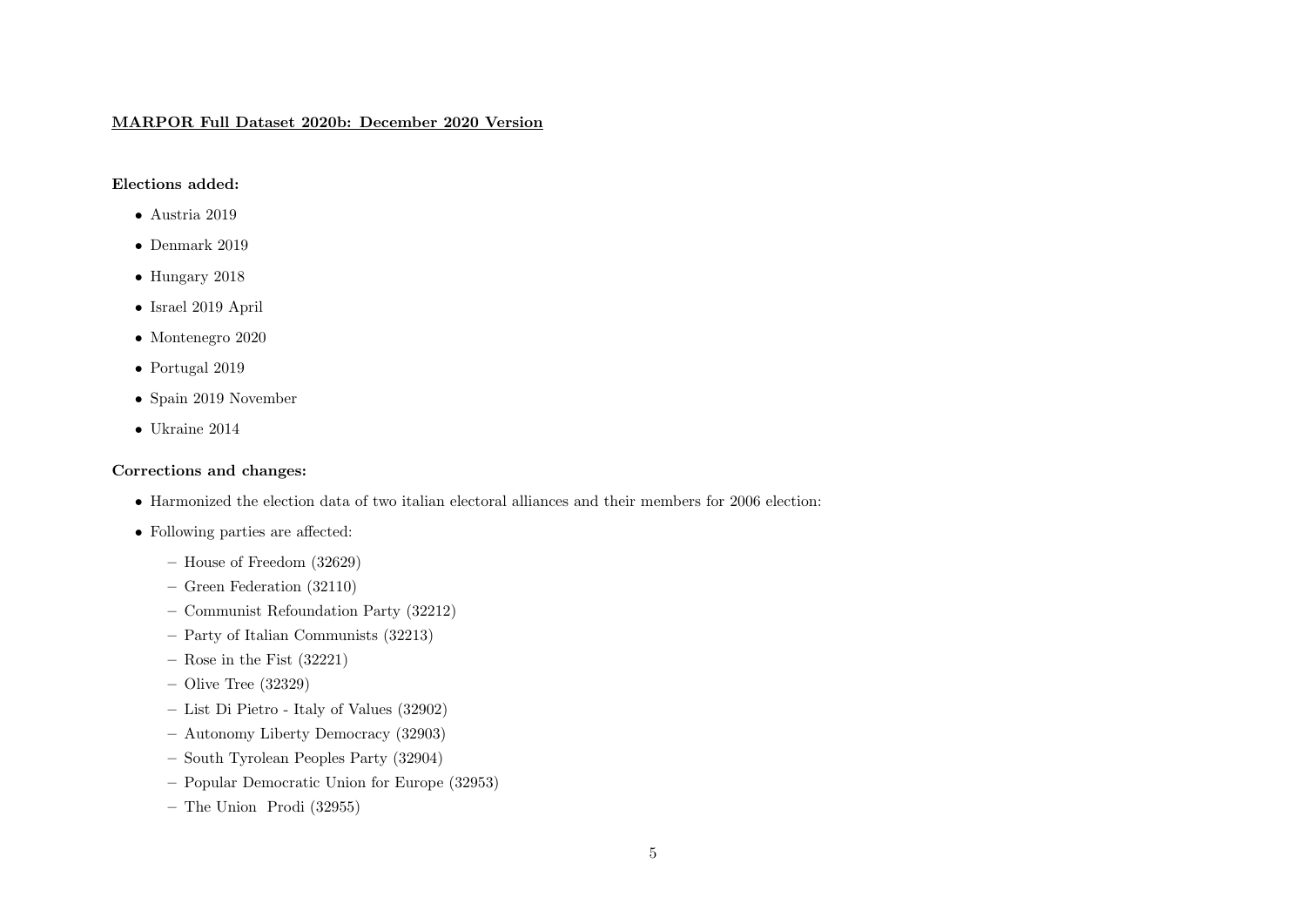## MARPOR Full Dataset 2020b: December 2020 Version

**Elections added:**

- Austria 2019
- Denmark 2019
- Hungary 2018
- Israel 2019 April
- Montenegro 2020
- Portugal 2019
- Spain 2019 November
- Ukraine 2014

**Corrections and changes:**

- Harmonized the election data of two italian electoral alliances and their members for 2006 election:
- Following parties are affected:
  - House of Freedom (32629)
  - Green Federation (32110)
  - Communist Refoundation Party (32212)
  - Party of Italian Communists (32213)
  - Rose in the Fist (32221)
  - Olive Tree (32329)
  - List Di Pietro - Italy of Values (32902)
  - Autonomy Liberty Democracy (32903)
  - South Tyrolean Peoples Party (32904)
  - Popular Democratic Union for Europe (32953)
  - The Union Prodi (32955)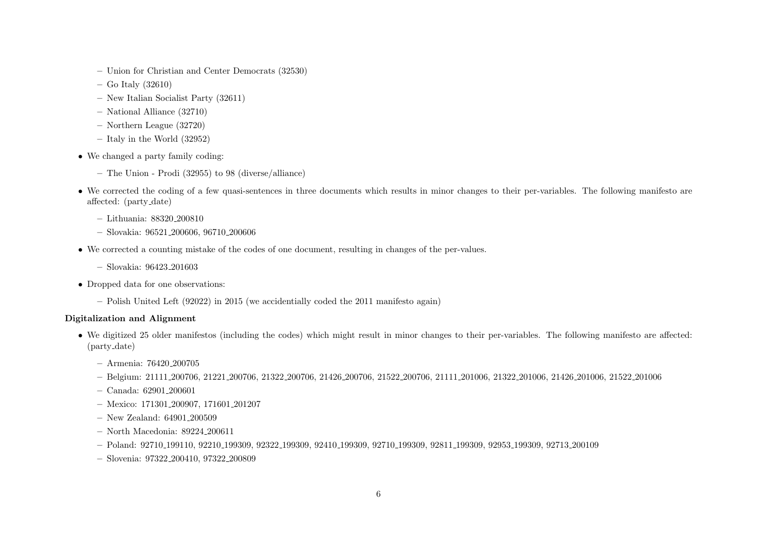- Union for Christian and Center Democrats (32530)
  - Go Italy (32610)
  - New Italian Socialist Party (32611)
  - National Alliance (32710)
  - Northern League (32720)
  - Italy in the World (32952)

- We changed a party family coding:
  - The Union - Prodi (32955) to 98 (diverse/alliance)

- We corrected the coding of a few quasi-sentences in three documents which results in minor changes to their per-variables. The following manifesto are affected: (party_date)
  - Lithuania: 88320_200810
  - Slovakia: 96521_200606, 96710_200606

- We corrected a counting mistake of the codes of one document, resulting in changes of the per-values.
  - Slovakia: 96423_201603

- Dropped data for one observations:
  - Polish United Left (92022) in 2015 (we accidentially coded the 2011 manifesto again)

**Digitalization and Alignment**

- We digitized 25 older manifestos (including the codes) which might result in minor changes to their per-variables. The following manifesto are affected: (party_date)
  - Armenia: 76420_200705
  - Belgium: 21111_200706, 21221_200706, 21322_200706, 21426_200706, 21522_200706, 21111_201006, 21322_201006, 21426_201006, 21522_201006
  - Canada: 62901_200601
  - Mexico: 171301_200907, 171601_201207
  - New Zealand: 64901_200509
  - North Macedonia: 89224_200611
  - Poland: 92710_199110, 92210_199309, 92322_199309, 92410_199309, 92710_199309, 92811_199309, 92953_199309, 92713_200109
  - Slovenia: 97322_200410, 97322_200809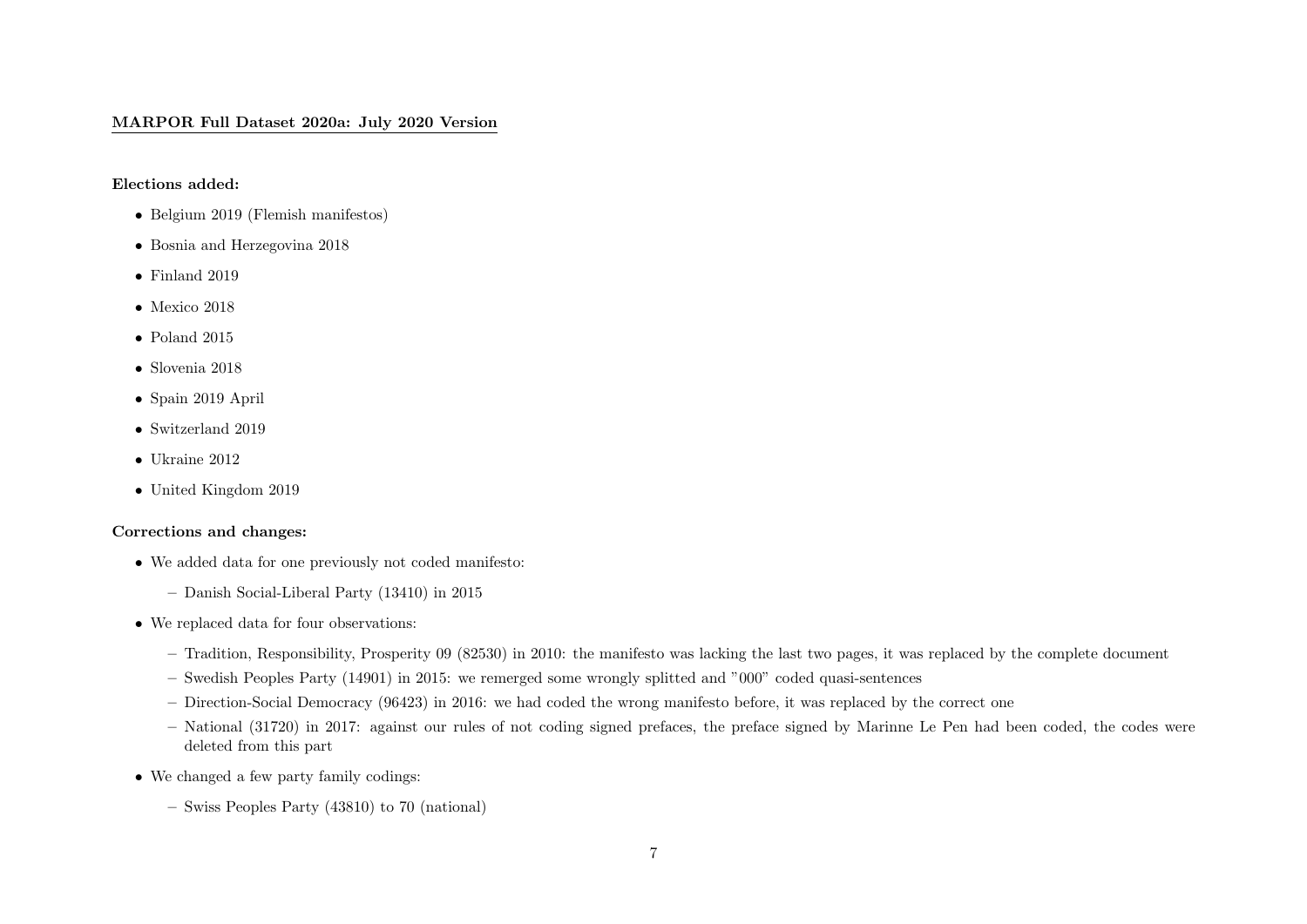## MARPOR Full Dataset 2020a: July 2020 Version

**Elections added:**

- Belgium 2019 (Flemish manifestos)
- Bosnia and Herzegovina 2018
- Finland 2019
- Mexico 2018
- Poland 2015
- Slovenia 2018
- Spain 2019 April
- Switzerland 2019
- Ukraine 2012
- United Kingdom 2019

**Corrections and changes:**

- We added data for one previously not coded manifesto:
  - Danish Social-Liberal Party (13410) in 2015
- We replaced data for four observations:
  - Tradition, Responsibility, Prosperity 09 (82530) in 2010: the manifesto was lacking the last two pages, it was replaced by the complete document
  - Swedish Peoples Party (14901) in 2015: we remerged some wrongly splitted and "000" coded quasi-sentences
  - Direction-Social Democracy (96423) in 2016: we had coded the wrong manifesto before, it was replaced by the correct one
  - National (31720) in 2017: against our rules of not coding signed prefaces, the preface signed by Marinne Le Pen had been coded, the codes were deleted from this part
- We changed a few party family codings:
  - Swiss Peoples Party (43810) to 70 (national)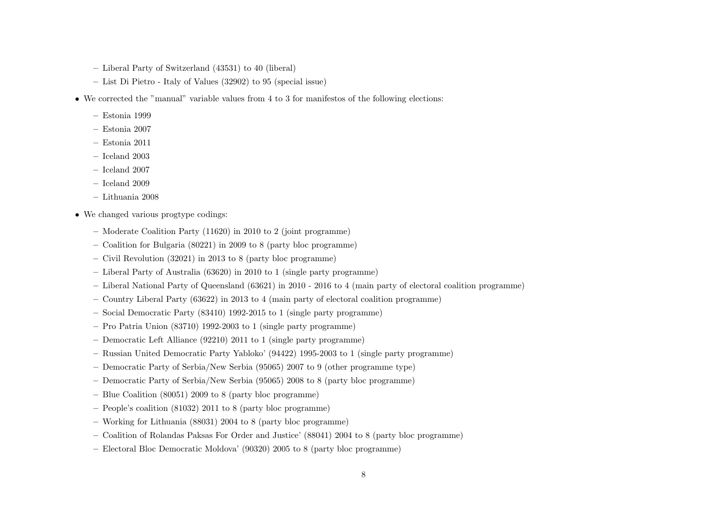- Liberal Party of Switzerland (43531) to 40 (liberal)
  - List Di Pietro - Italy of Values (32902) to 95 (special issue)

- We corrected the "manual" variable values from 4 to 3 for manifestos of the following elections:
  - Estonia 1999
  - Estonia 2007
  - Estonia 2011
  - Iceland 2003
  - Iceland 2007
  - Iceland 2009
  - Lithuania 2008

- We changed various progtype codings:
  - Moderate Coalition Party (11620) in 2010 to 2 (joint programme)
  - Coalition for Bulgaria (80221) in 2009 to 8 (party bloc programme)
  - Civil Revolution (32021) in 2013 to 8 (party bloc programme)
  - Liberal Party of Australia (63620) in 2010 to 1 (single party programme)
  - Liberal National Party of Queensland (63621) in 2010 - 2016 to 4 (main party of electoral coalition programme)
  - Country Liberal Party (63622) in 2013 to 4 (main party of electoral coalition programme)
  - Social Democratic Party (83410) 1992-2015 to 1 (single party programme)
  - Pro Patria Union (83710) 1992-2003 to 1 (single party programme)
  - Democratic Left Alliance (92210) 2011 to 1 (single party programme)
  - Russian United Democratic Party Yabloko' (94422) 1995-2003 to 1 (single party programme)
  - Democratic Party of Serbia/New Serbia (95065) 2007 to 9 (other programme type)
  - Democratic Party of Serbia/New Serbia (95065) 2008 to 8 (party bloc programme)
  - Blue Coalition (80051) 2009 to 8 (party bloc programme)
  - People's coalition (81032) 2011 to 8 (party bloc programme)
  - Working for Lithuania (88031) 2004 to 8 (party bloc programme)
  - Coalition of Rolandas Paksas For Order and Justice' (88041) 2004 to 8 (party bloc programme)
  - Electoral Bloc Democratic Moldova' (90320) 2005 to 8 (party bloc programme)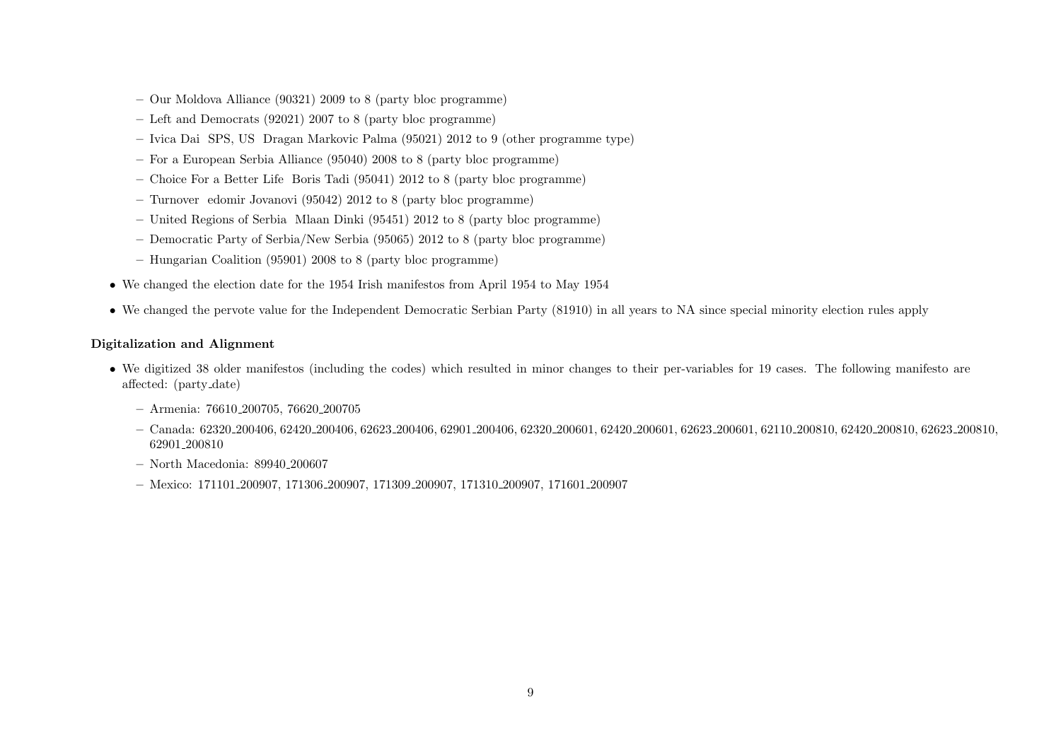- Our Moldova Alliance (90321) 2009 to 8 (party bloc programme)
  - Left and Democrats (92021) 2007 to 8 (party bloc programme)
  - Ivica Dai  SPS, US  Dragan Markovic Palma (95021) 2012 to 9 (other programme type)
  - For a European Serbia Alliance (95040) 2008 to 8 (party bloc programme)
  - Choice For a Better Life  Boris Tadi (95041) 2012 to 8 (party bloc programme)
  - Turnover  edomir Jovanovi (95042) 2012 to 8 (party bloc programme)
  - United Regions of Serbia  Mlaan Dinki (95451) 2012 to 8 (party bloc programme)
  - Democratic Party of Serbia/New Serbia (95065) 2012 to 8 (party bloc programme)
  - Hungarian Coalition (95901) 2008 to 8 (party bloc programme)

- We changed the election date for the 1954 Irish manifestos from April 1954 to May 1954
- We changed the pervote value for the Independent Democratic Serbian Party (81910) in all years to NA since special minority election rules apply

**Digitalization and Alignment**

- We digitized 38 older manifestos (including the codes) which resulted in minor changes to their per-variables for 19 cases. The following manifesto are affected: (party_date)
  - Armenia: 76610_200705, 76620_200705
  - Canada: 62320_200406, 62420_200406, 62623_200406, 62901_200406, 62320_200601, 62420_200601, 62623_200601, 62110_200810, 62420_200810, 62623_200810, 62901_200810
  - North Macedonia: 89940_200607
  - Mexico: 171101_200907, 171306_200907, 171309_200907, 171310_200907, 171601_200907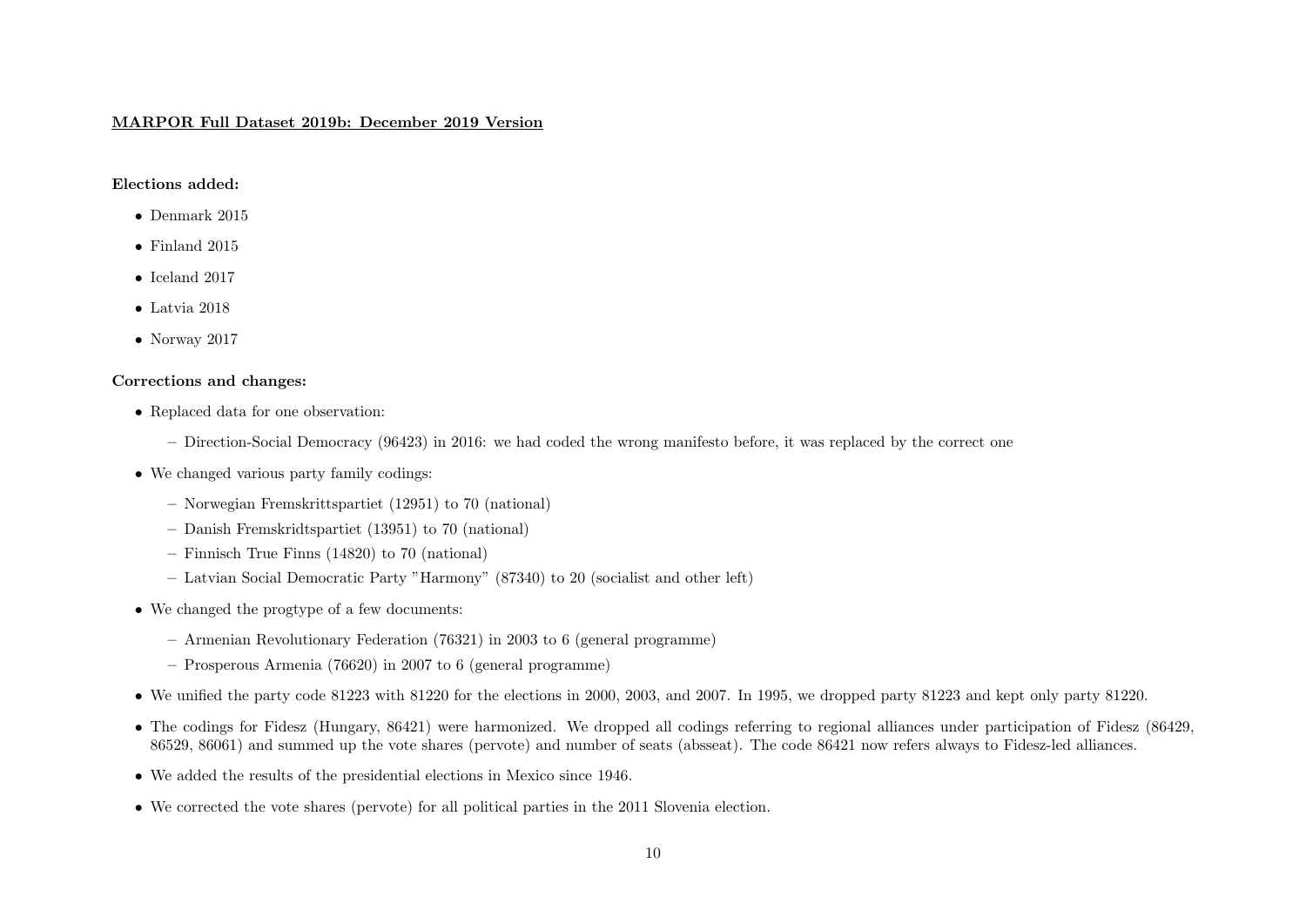**MARPOR Full Dataset 2019b: December 2019 Version**

**Elections added:**

- Denmark 2015
- Finland 2015
- Iceland 2017
- Latvia 2018
- Norway 2017

**Corrections and changes:**

- Replaced data for one observation:
  - Direction-Social Democracy (96423) in 2016: we had coded the wrong manifesto before, it was replaced by the correct one
- We changed various party family codings:
  - Norwegian Fremskrittspartiet (12951) to 70 (national)
  - Danish Fremskridtspartiet (13951) to 70 (national)
  - Finnisch True Finns (14820) to 70 (national)
  - Latvian Social Democratic Party "Harmony" (87340) to 20 (socialist and other left)
- We changed the progtype of a few documents:
  - Armenian Revolutionary Federation (76321) in 2003 to 6 (general programme)
  - Prosperous Armenia (76620) in 2007 to 6 (general programme)
- We unified the party code 81223 with 81220 for the elections in 2000, 2003, and 2007. In 1995, we dropped party 81223 and kept only party 81220.
- The codings for Fidesz (Hungary, 86421) were harmonized. We dropped all codings referring to regional alliances under participation of Fidesz (86429, 86529, 86061) and summed up the vote shares (pervote) and number of seats (absseat). The code 86421 now refers always to Fidesz-led alliances.
- We added the results of the presidential elections in Mexico since 1946.
- We corrected the vote shares (pervote) for all political parties in the 2011 Slovenia election.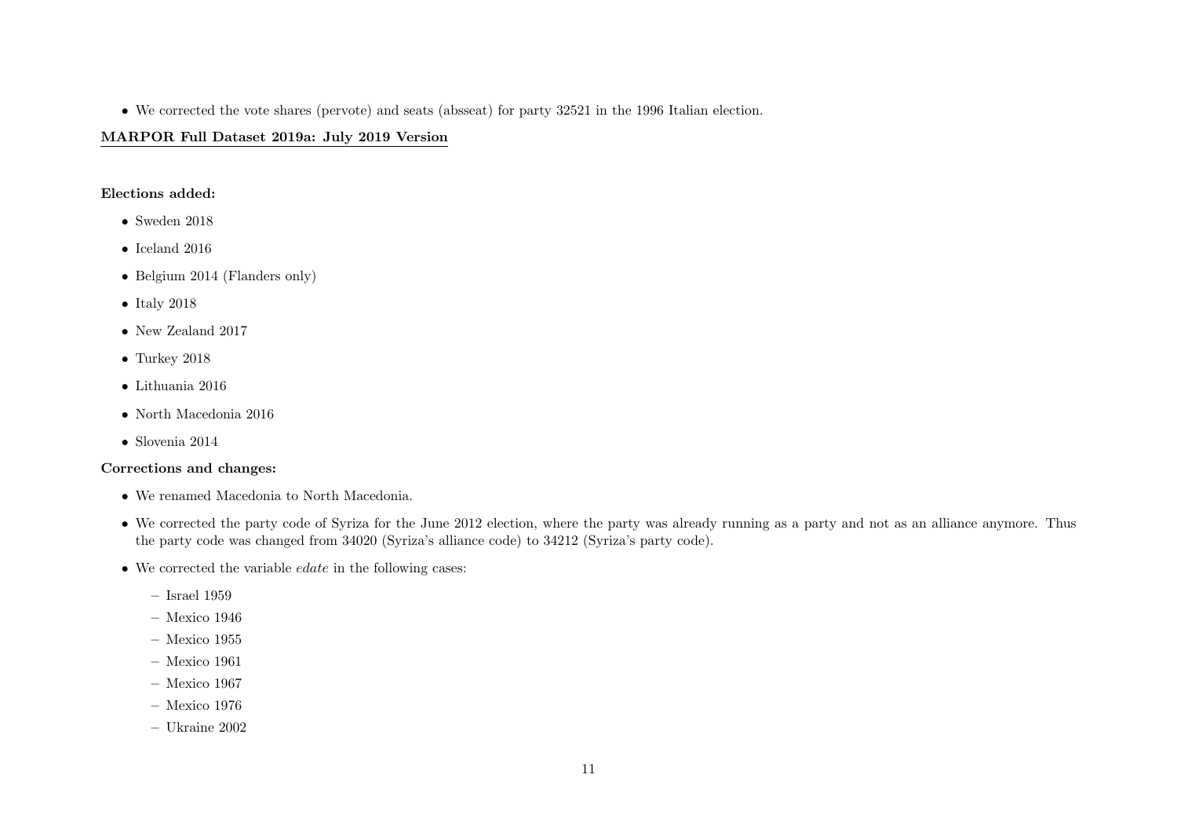- We corrected the vote shares (pervote) and seats (absseat) for party 32521 in the 1996 Italian election.

## MARPOR Full Dataset 2019a: July 2019 Version

**Elections added:**

- Sweden 2018
- Iceland 2016
- Belgium 2014 (Flanders only)
- Italy 2018
- New Zealand 2017
- Turkey 2018
- Lithuania 2016
- North Macedonia 2016
- Slovenia 2014

**Corrections and changes:**

- We renamed Macedonia to North Macedonia.
- We corrected the party code of Syriza for the June 2012 election, where the party was already running as a party and not as an alliance anymore. Thus the party code was changed from 34020 (Syriza's alliance code) to 34212 (Syriza's party code).
- We corrected the variable *edate* in the following cases:
  - Israel 1959
  - Mexico 1946
  - Mexico 1955
  - Mexico 1961
  - Mexico 1967
  - Mexico 1976
  - Ukraine 2002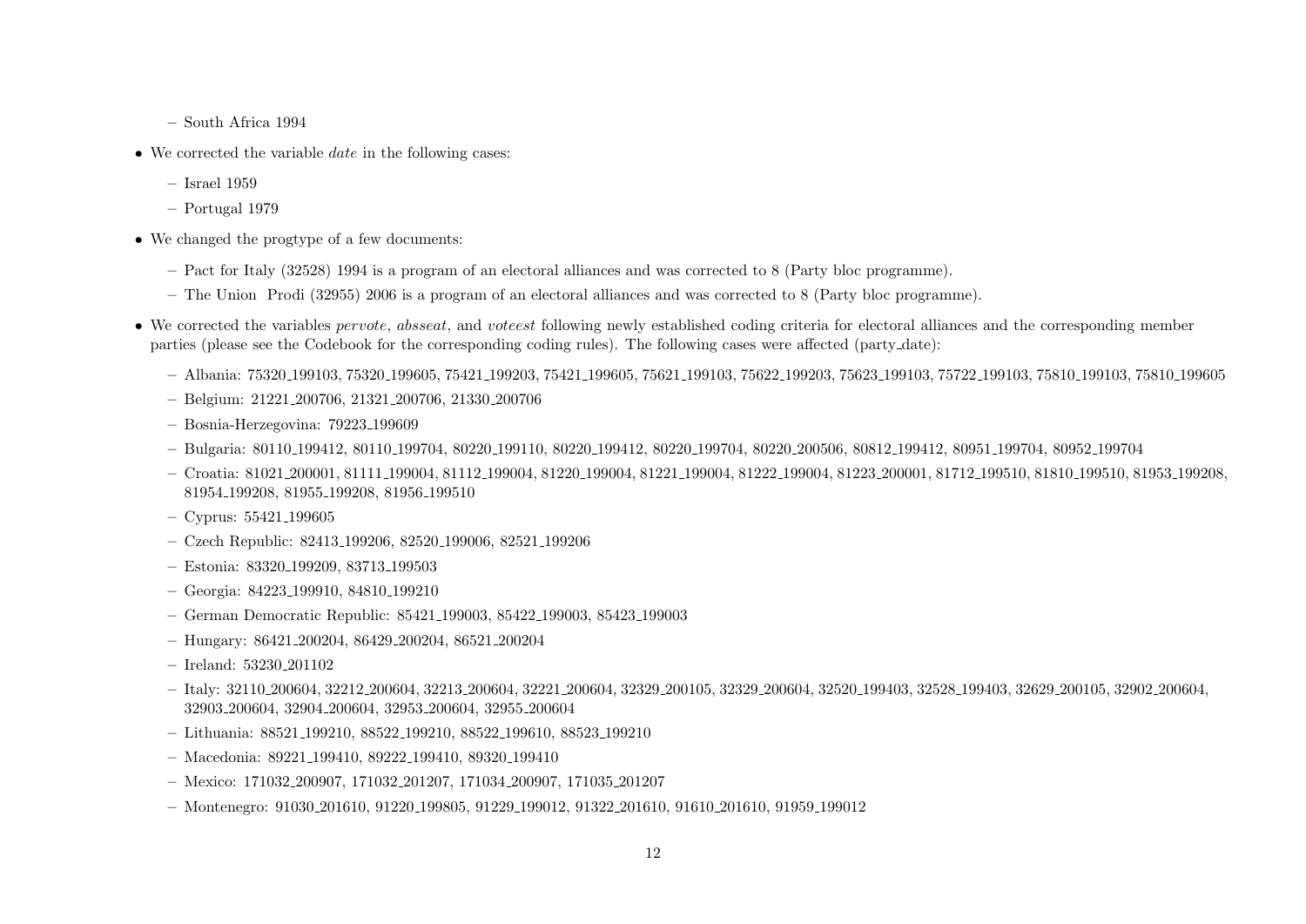- South Africa 1994

- We corrected the variable *date* in the following cases:
  - Israel 1959
  - Portugal 1979

- We changed the progtype of a few documents:
  - Pact for Italy (32528) 1994 is a program of an electoral alliances and was corrected to 8 (Party bloc programme).
  - The Union Prodi (32955) 2006 is a program of an electoral alliances and was corrected to 8 (Party bloc programme).

- We corrected the variables *pervote*, *absseat*, and *voteest* following newly established coding criteria for electoral alliances and the corresponding member parties (please see the Codebook for the corresponding coding rules). The following cases were affected (party_date):
  - Albania: 75320_199103, 75320_199605, 75421_199203, 75421_199605, 75621_199103, 75622_199203, 75623_199103, 75722_199103, 75810_199103, 75810_199605
  - Belgium: 21221_200706, 21321_200706, 21330_200706
  - Bosnia-Herzegovina: 79223_199609
  - Bulgaria: 80110_199412, 80110_199704, 80220_199110, 80220_199412, 80220_199704, 80220_200506, 80812_199412, 80951_199704, 80952_199704
  - Croatia: 81021_200001, 81111_199004, 81112_199004, 81220_199004, 81221_199004, 81222_199004, 81223_200001, 81712_199510, 81810_199510, 81953_199208, 81954_199208, 81955_199208, 81956_199510
  - Cyprus: 55421_199605
  - Czech Republic: 82413_199206, 82520_199006, 82521_199206
  - Estonia: 83320_199209, 83713_199503
  - Georgia: 84223_199910, 84810_199210
  - German Democratic Republic: 85421_199003, 85422_199003, 85423_199003
  - Hungary: 86421_200204, 86429_200204, 86521_200204
  - Ireland: 53230_201102
  - Italy: 32110_200604, 32212_200604, 32213_200604, 32221_200604, 32329_200105, 32329_200604, 32520_199403, 32528_199403, 32629_200105, 32902_200604, 32903_200604, 32904_200604, 32953_200604, 32955_200604
  - Lithuania: 88521_199210, 88522_199210, 88522_199610, 88523_199210
  - Macedonia: 89221_199410, 89222_199410, 89320_199410
  - Mexico: 171032_200907, 171032_201207, 171034_200907, 171035_201207
  - Montenegro: 91030_201610, 91220_199805, 91229_199012, 91322_201610, 91610_201610, 91959_199012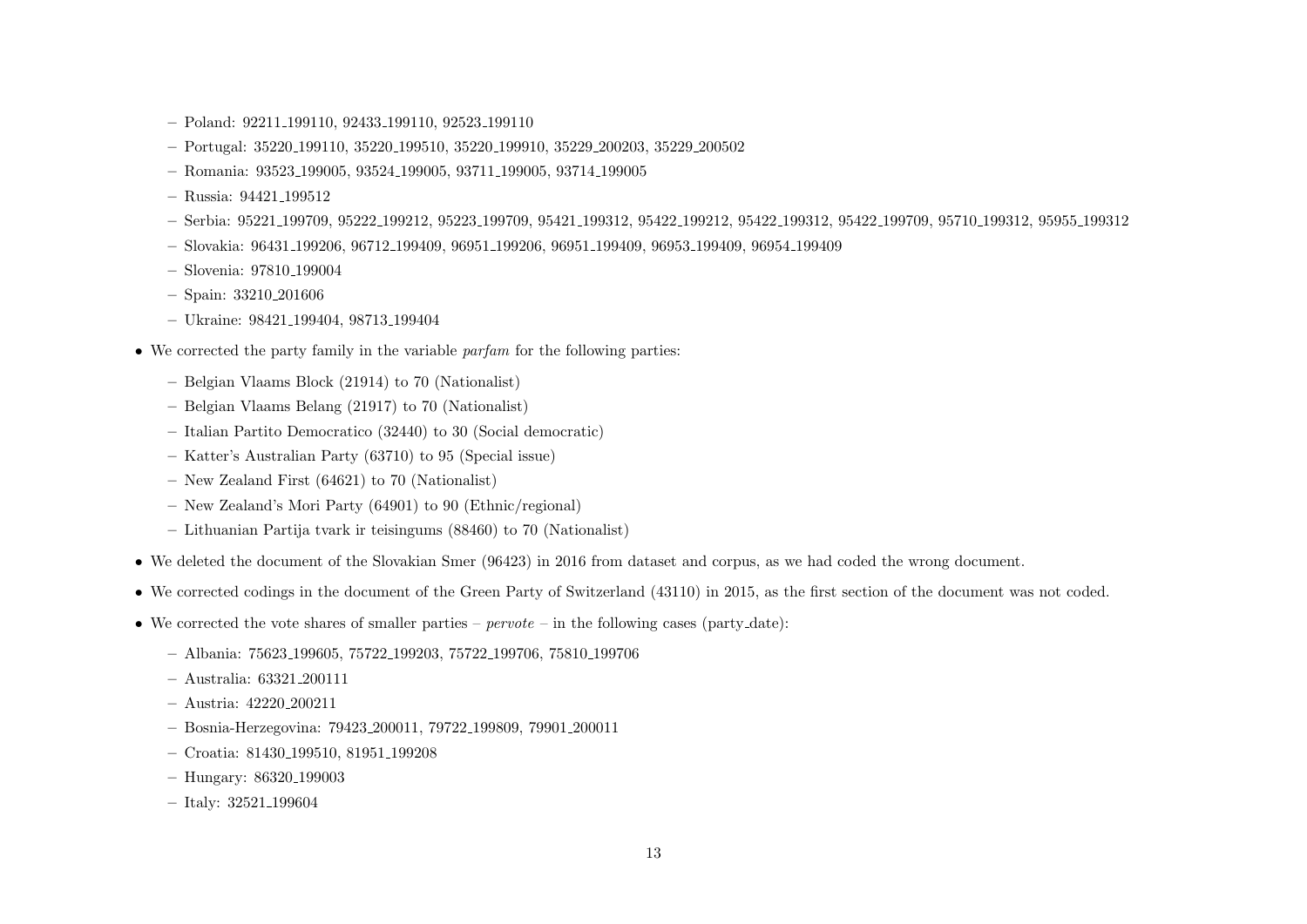- Poland: 92211_199110, 92433_199110, 92523_199110
  - Portugal: 35220_199110, 35220_199510, 35220_199910, 35229_200203, 35229_200502
  - Romania: 93523_199005, 93524_199005, 93711_199005, 93714_199005
  - Russia: 94421_199512
  - Serbia: 95221_199709, 95222_199212, 95223_199709, 95421_199312, 95422_199212, 95422_199312, 95422_199709, 95710_199312, 95955_199312
  - Slovakia: 96431_199206, 96712_199409, 96951_199206, 96951_199409, 96953_199409, 96954_199409
  - Slovenia: 97810_199004
  - Spain: 33210_201606
  - Ukraine: 98421_199404, 98713_199404
- We corrected the party family in the variable *parfam* for the following parties:
  - Belgian Vlaams Block (21914) to 70 (Nationalist)
  - Belgian Vlaams Belang (21917) to 70 (Nationalist)
  - Italian Partito Democratico (32440) to 30 (Social democratic)
  - Katter's Australian Party (63710) to 95 (Special issue)
  - New Zealand First (64621) to 70 (Nationalist)
  - New Zealand's Mori Party (64901) to 90 (Ethnic/regional)
  - Lithuanian Partija tvark ir teisingums (88460) to 70 (Nationalist)
- We deleted the document of the Slovakian Smer (96423) in 2016 from dataset and corpus, as we had coded the wrong document.
- We corrected codings in the document of the Green Party of Switzerland (43110) in 2015, as the first section of the document was not coded.
- We corrected the vote shares of smaller parties – *pervote* – in the following cases (party_date):
  - Albania: 75623_199605, 75722_199203, 75722_199706, 75810_199706
  - Australia: 63321_200111
  - Austria: 42220_200211
  - Bosnia-Herzegovina: 79423_200011, 79722_199809, 79901_200011
  - Croatia: 81430_199510, 81951_199208
  - Hungary: 86320_199003
  - Italy: 32521_199604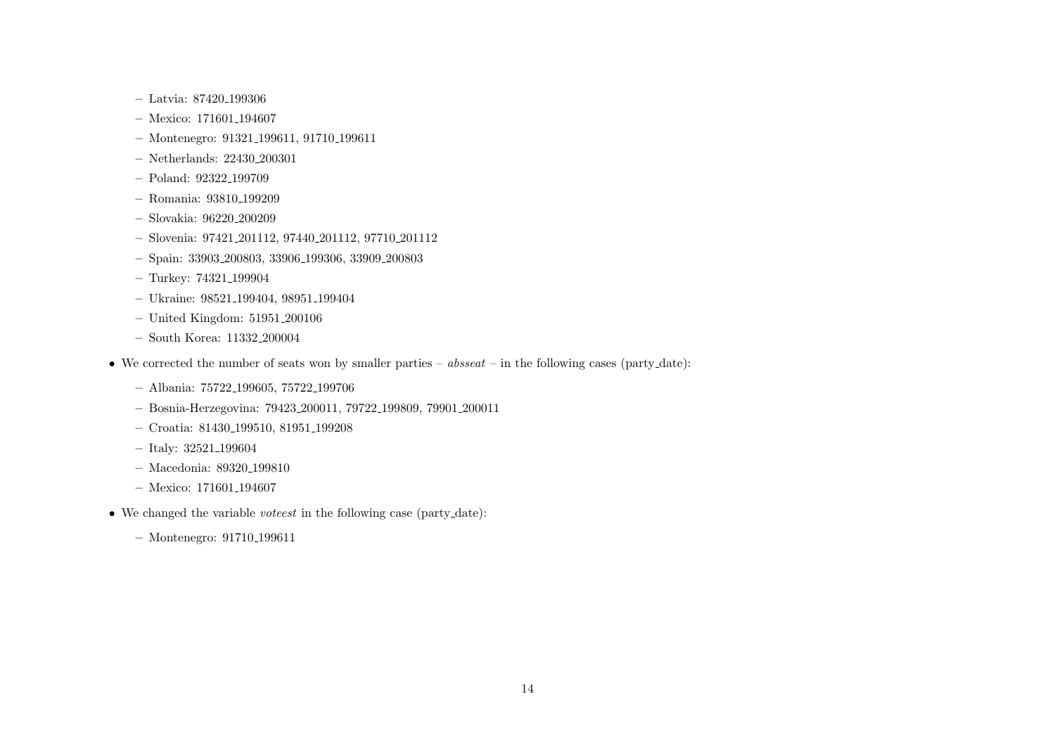- Latvia: 87420_199306
  - Mexico: 171601_194607
  - Montenegro: 91321_199611, 91710_199611
  - Netherlands: 22430_200301
  - Poland: 92322_199709
  - Romania: 93810_199209
  - Slovakia: 96220_200209
  - Slovenia: 97421_201112, 97440_201112, 97710_201112
  - Spain: 33903_200803, 33906_199306, 33909_200803
  - Turkey: 74321_199904
  - Ukraine: 98521_199404, 98951_199404
  - United Kingdom: 51951_200106
  - South Korea: 11332_200004

- We corrected the number of seats won by smaller parties – *absseat* – in the following cases (party_date):
  - Albania: 75722_199605, 75722_199706
  - Bosnia-Herzegovina: 79423_200011, 79722_199809, 79901_200011
  - Croatia: 81430_199510, 81951_199208
  - Italy: 32521_199604
  - Macedonia: 89320_199810
  - Mexico: 171601_194607

- We changed the variable *voteest* in the following case (party_date):
  - Montenegro: 91710_199611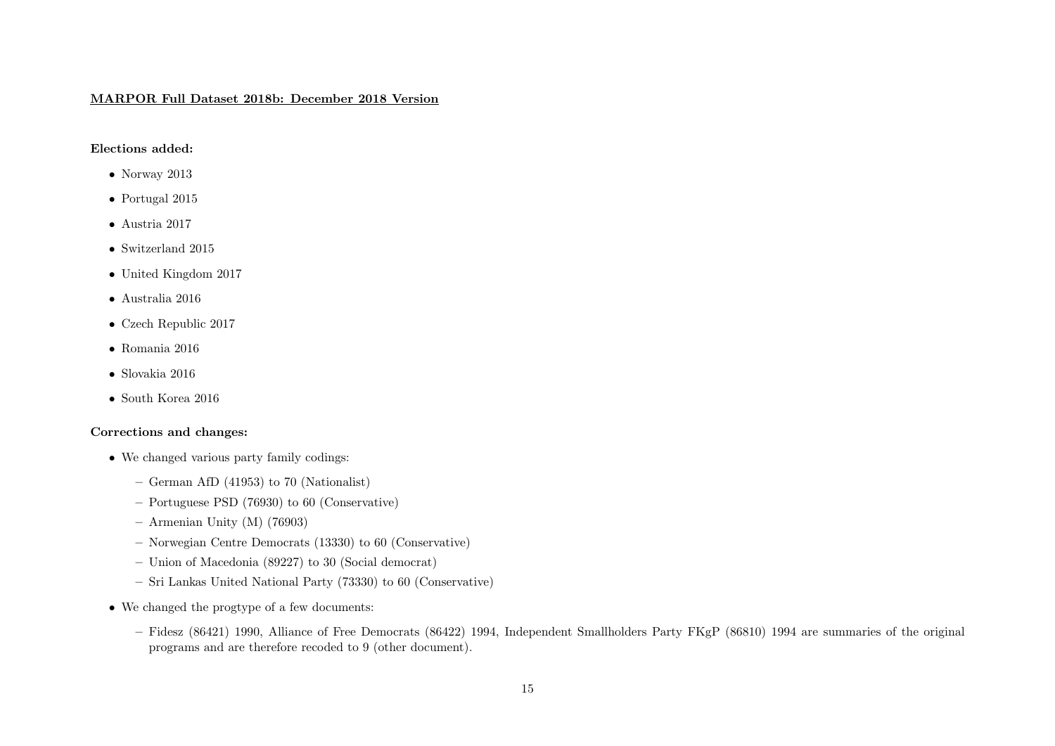**MARPOR Full Dataset 2018b: December 2018 Version**

**Elections added:**

- Norway 2013
- Portugal 2015
- Austria 2017
- Switzerland 2015
- United Kingdom 2017
- Australia 2016
- Czech Republic 2017
- Romania 2016
- Slovakia 2016
- South Korea 2016

**Corrections and changes:**

- We changed various party family codings:
  - German AfD (41953) to 70 (Nationalist)
  - Portuguese PSD (76930) to 60 (Conservative)
  - Armenian Unity (M) (76903)
  - Norwegian Centre Democrats (13330) to 60 (Conservative)
  - Union of Macedonia (89227) to 30 (Social democrat)
  - Sri Lankas United National Party (73330) to 60 (Conservative)
- We changed the progtype of a few documents:
  - Fidesz (86421) 1990, Alliance of Free Democrats (86422) 1994, Independent Smallholders Party FKgP (86810) 1994 are summaries of the original programs and are therefore recoded to 9 (other document).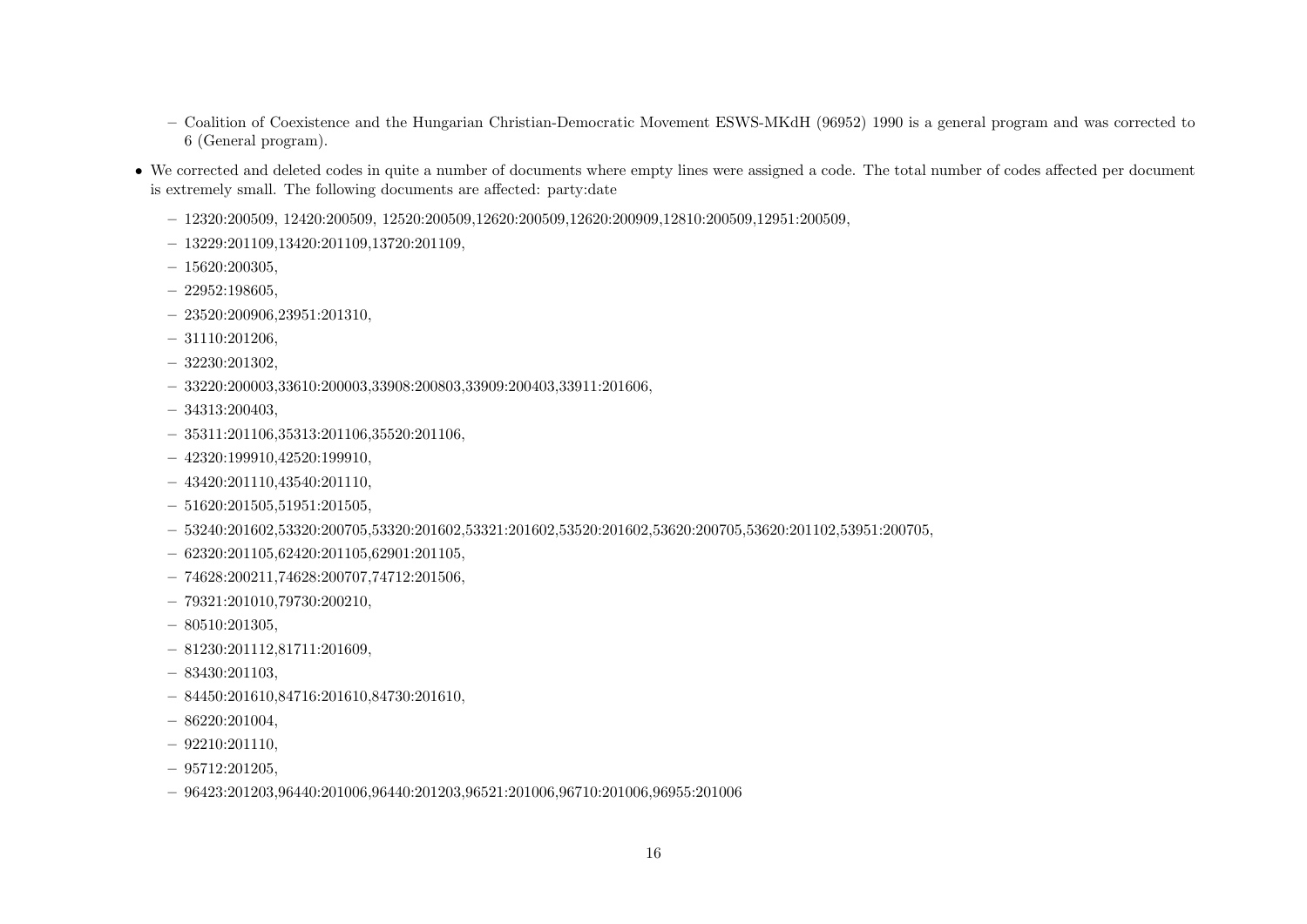- Coalition of Coexistence and the Hungarian Christian-Democratic Movement ESWS-MKdH (96952) 1990 is a general program and was corrected to 6 (General program).

- We corrected and deleted codes in quite a number of documents where empty lines were assigned a code. The total number of codes affected per document is extremely small. The following documents are affected: party:date
  - 12320:200509, 12420:200509, 12520:200509,12620:200509,12620:200909,12810:200509,12951:200509,
  - 13229:201109,13420:201109,13720:201109,
  - 15620:200305,
  - 22952:198605,
  - 23520:200906,23951:201310,
  - 31110:201206,
  - 32230:201302,
  - 33220:200003,33610:200003,33908:200803,33909:200403,33911:201606,
  - 34313:200403,
  - 35311:201106,35313:201106,35520:201106,
  - 42320:199910,42520:199910,
  - 43420:201110,43540:201110,
  - 51620:201505,51951:201505,
  - 53240:201602,53320:200705,53320:201602,53321:201602,53520:201602,53620:200705,53620:201102,53951:200705,
  - 62320:201105,62420:201105,62901:201105,
  - 74628:200211,74628:200707,74712:201506,
  - 79321:201010,79730:200210,
  - 80510:201305,
  - 81230:201112,81711:201609,
  - 83430:201103,
  - 84450:201610,84716:201610,84730:201610,
  - 86220:201004,
  - 92210:201110,
  - 95712:201205,
  - 96423:201203,96440:201006,96440:201203,96521:201006,96710:201006,96955:201006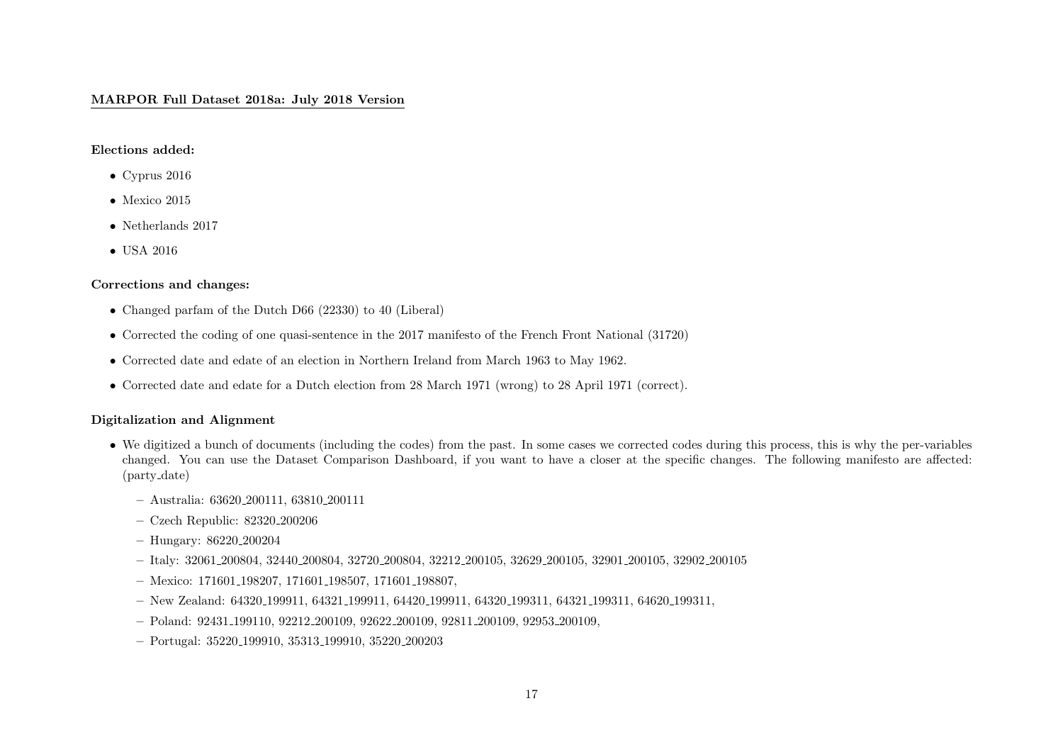## MARPOR Full Dataset 2018a: July 2018 Version

**Elections added:**

- Cyprus 2016
- Mexico 2015
- Netherlands 2017
- USA 2016

**Corrections and changes:**

- Changed parfam of the Dutch D66 (22330) to 40 (Liberal)
- Corrected the coding of one quasi-sentence in the 2017 manifesto of the French Front National (31720)
- Corrected date and edate of an election in Northern Ireland from March 1963 to May 1962.
- Corrected date and edate for a Dutch election from 28 March 1971 (wrong) to 28 April 1971 (correct).

**Digitalization and Alignment**

- We digitized a bunch of documents (including the codes) from the past. In some cases we corrected codes during this process, this is why the per-variables changed. You can use the Dataset Comparison Dashboard, if you want to have a closer at the specific changes. The following manifesto are affected: (party_date)
  - Australia: 63620_200111, 63810_200111
  - Czech Republic: 82320_200206
  - Hungary: 86220_200204
  - Italy: 32061_200804, 32440_200804, 32720_200804, 32212_200105, 32629_200105, 32901_200105, 32902_200105
  - Mexico: 171601_198207, 171601_198507, 171601_198807,
  - New Zealand: 64320_199911, 64321_199911, 64420_199911, 64320_199311, 64321_199311, 64620_199311,
  - Poland: 92431_199110, 92212_200109, 92622_200109, 92811_200109, 92953_200109,
  - Portugal: 35220_199910, 35313_199910, 35220_200203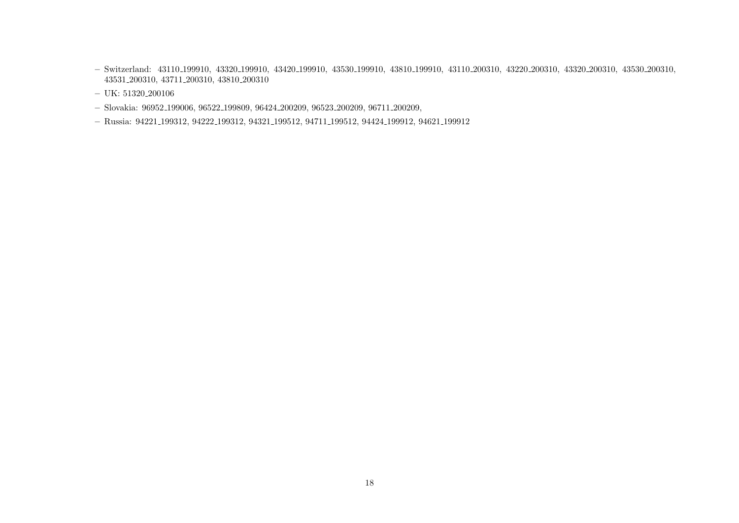- Switzerland: 43110_199910, 43320_199910, 43420_199910, 43530_199910, 43810_199910, 43110_200310, 43220_200310, 43320_200310, 43530_200310, 43531_200310, 43711_200310, 43810_200310
- UK: 51320_200106
- Slovakia: 96952_199006, 96522_199809, 96424_200209, 96523_200209, 96711_200209,
- Russia: 94221_199312, 94222_199312, 94321_199512, 94711_199512, 94424_199912, 94621_199912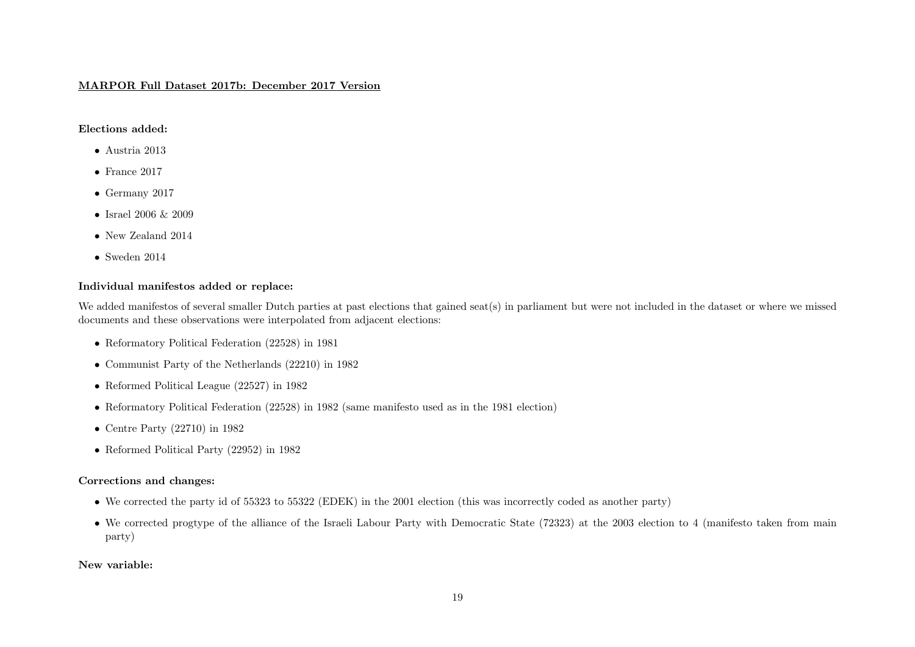## MARPOR Full Dataset 2017b: December 2017 Version

**Elections added:**

- Austria 2013
- France 2017
- Germany 2017
- Israel 2006 & 2009
- New Zealand 2014
- Sweden 2014

**Individual manifestos added or replace:**

We added manifestos of several smaller Dutch parties at past elections that gained seat(s) in parliament but were not included in the dataset or where we missed documents and these observations were interpolated from adjacent elections:

- Reformatory Political Federation (22528) in 1981
- Communist Party of the Netherlands (22210) in 1982
- Reformed Political League (22527) in 1982
- Reformatory Political Federation (22528) in 1982 (same manifesto used as in the 1981 election)
- Centre Party (22710) in 1982
- Reformed Political Party (22952) in 1982

**Corrections and changes:**

- We corrected the party id of 55323 to 55322 (EDEK) in the 2001 election (this was incorrectly coded as another party)
- We corrected progtype of the alliance of the Israeli Labour Party with Democratic State (72323) at the 2003 election to 4 (manifesto taken from main party)

**New variable:**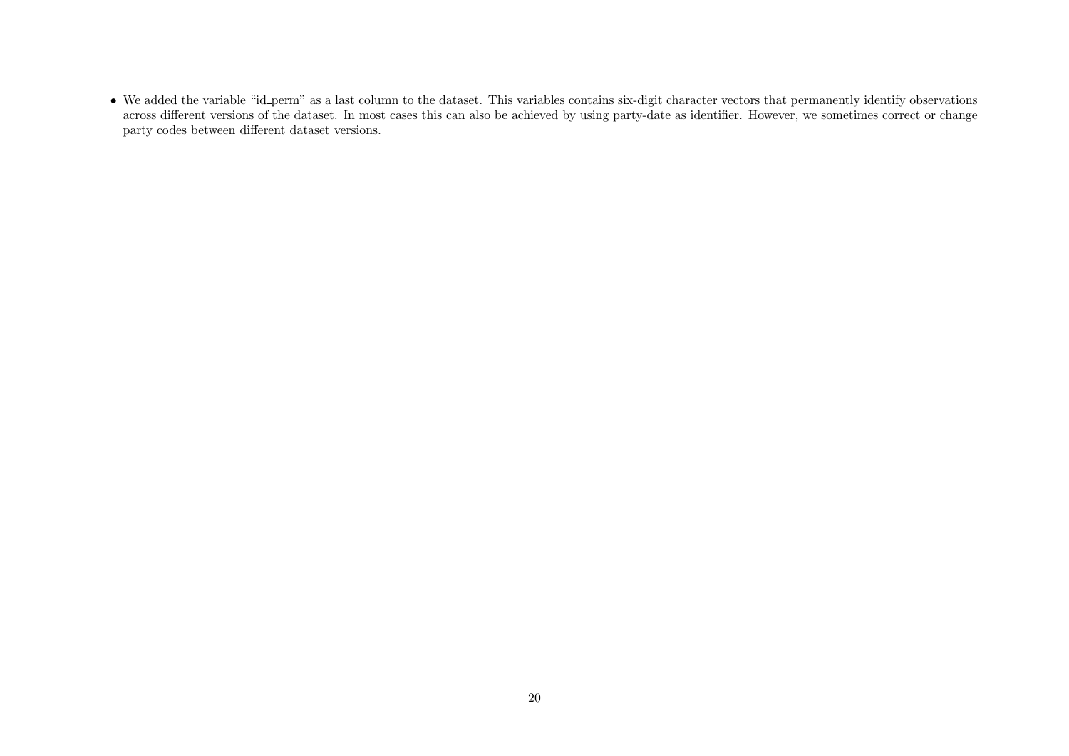- We added the variable "id_perm" as a last column to the dataset. This variables contains six-digit character vectors that permanently identify observations across different versions of the dataset. In most cases this can also be achieved by using party-date as identifier. However, we sometimes correct or change party codes between different dataset versions.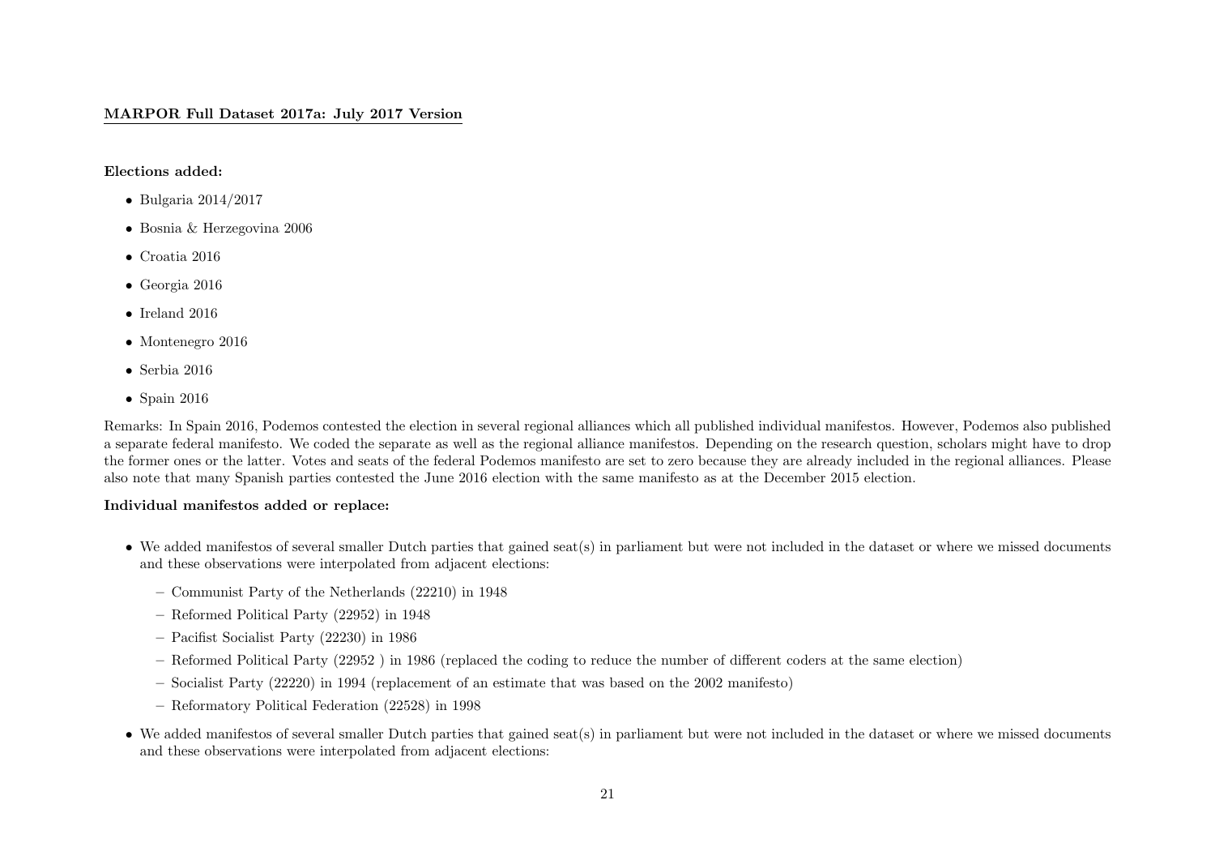## MARPOR Full Dataset 2017a: July 2017 Version

**Elections added:**

- Bulgaria 2014/2017
- Bosnia & Herzegovina 2006
- Croatia 2016
- Georgia 2016
- Ireland 2016
- Montenegro 2016
- Serbia 2016
- Spain 2016

Remarks: In Spain 2016, Podemos contested the election in several regional alliances which all published individual manifestos. However, Podemos also published a separate federal manifesto. We coded the separate as well as the regional alliance manifestos. Depending on the research question, scholars might have to drop the former ones or the latter. Votes and seats of the federal Podemos manifesto are set to zero because they are already included in the regional alliances. Please also note that many Spanish parties contested the June 2016 election with the same manifesto as at the December 2015 election.

**Individual manifestos added or replace:**

- We added manifestos of several smaller Dutch parties that gained seat(s) in parliament but were not included in the dataset or where we missed documents and these observations were interpolated from adjacent elections:
  - Communist Party of the Netherlands (22210) in 1948
  - Reformed Political Party (22952) in 1948
  - Pacifist Socialist Party (22230) in 1986
  - Reformed Political Party (22952 ) in 1986 (replaced the coding to reduce the number of different coders at the same election)
  - Socialist Party (22220) in 1994 (replacement of an estimate that was based on the 2002 manifesto)
  - Reformatory Political Federation (22528) in 1998
- We added manifestos of several smaller Dutch parties that gained seat(s) in parliament but were not included in the dataset or where we missed documents and these observations were interpolated from adjacent elections: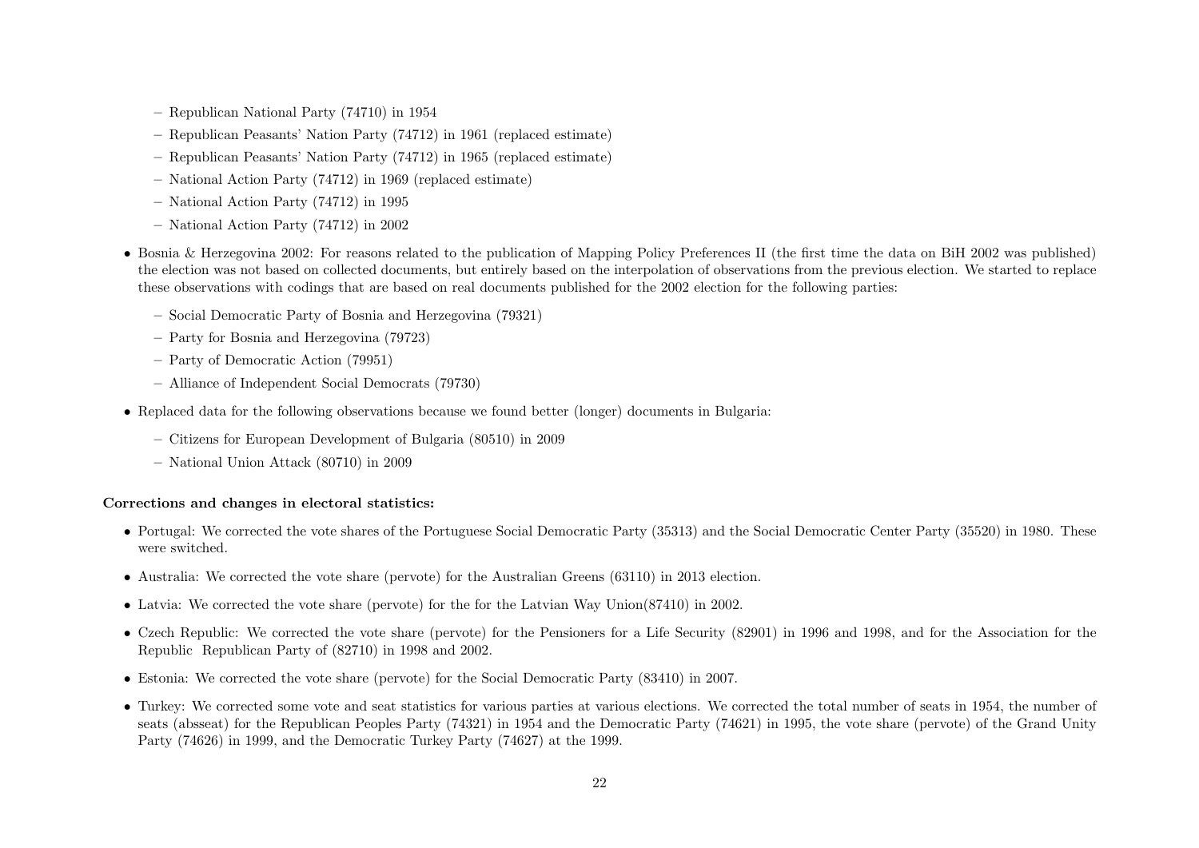- Republican National Party (74710) in 1954
- Republican Peasants' Nation Party (74712) in 1961 (replaced estimate)
- Republican Peasants' Nation Party (74712) in 1965 (replaced estimate)
- National Action Party (74712) in 1969 (replaced estimate)
- National Action Party (74712) in 1995
- National Action Party (74712) in 2002

- Bosnia & Herzegovina 2002: For reasons related to the publication of Mapping Policy Preferences II (the first time the data on BiH 2002 was published) the election was not based on collected documents, but entirely based on the interpolation of observations from the previous election. We started to replace these observations with codings that are based on real documents published for the 2002 election for the following parties:
  - Social Democratic Party of Bosnia and Herzegovina (79321)
  - Party for Bosnia and Herzegovina (79723)
  - Party of Democratic Action (79951)
  - Alliance of Independent Social Democrats (79730)
- Replaced data for the following observations because we found better (longer) documents in Bulgaria:
  - Citizens for European Development of Bulgaria (80510) in 2009
  - National Union Attack (80710) in 2009

**Corrections and changes in electoral statistics:**

- Portugal: We corrected the vote shares of the Portuguese Social Democratic Party (35313) and the Social Democratic Center Party (35520) in 1980. These were switched.
- Australia: We corrected the vote share (pervote) for the Australian Greens (63110) in 2013 election.
- Latvia: We corrected the vote share (pervote) for the for the Latvian Way Union(87410) in 2002.
- Czech Republic: We corrected the vote share (pervote) for the Pensioners for a Life Security (82901) in 1996 and 1998, and for the Association for the Republic Republican Party of (82710) in 1998 and 2002.
- Estonia: We corrected the vote share (pervote) for the Social Democratic Party (83410) in 2007.
- Turkey: We corrected some vote and seat statistics for various parties at various elections. We corrected the total number of seats in 1954, the number of seats (absseat) for the Republican Peoples Party (74321) in 1954 and the Democratic Party (74621) in 1995, the vote share (pervote) of the Grand Unity Party (74626) in 1999, and the Democratic Turkey Party (74627) at the 1999.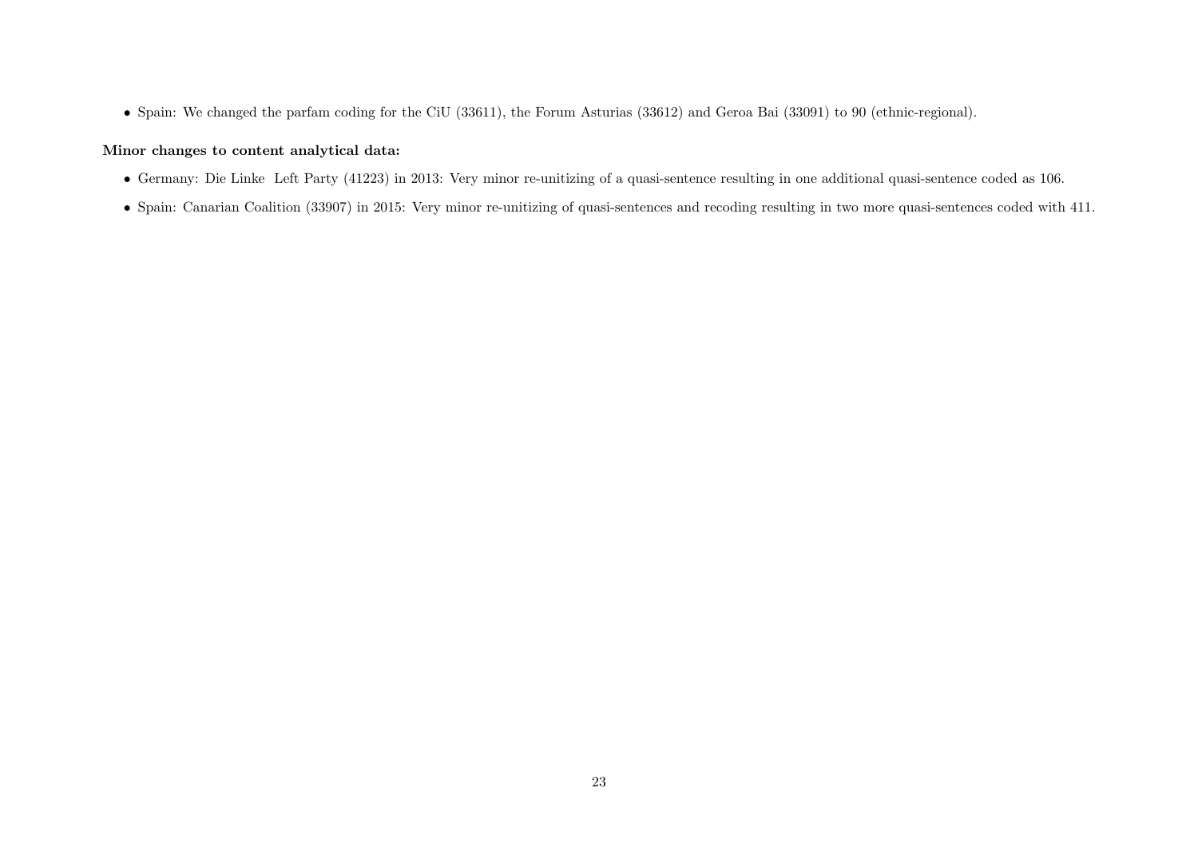- Spain: We changed the parfam coding for the CiU (33611), the Forum Asturias (33612) and Geroa Bai (33091) to 90 (ethnic-regional).

**Minor changes to content analytical data:**

- Germany: Die Linke Left Party (41223) in 2013: Very minor re-unitizing of a quasi-sentence resulting in one additional quasi-sentence coded as 106.
- Spain: Canarian Coalition (33907) in 2015: Very minor re-unitizing of quasi-sentences and recoding resulting in two more quasi-sentences coded with 411.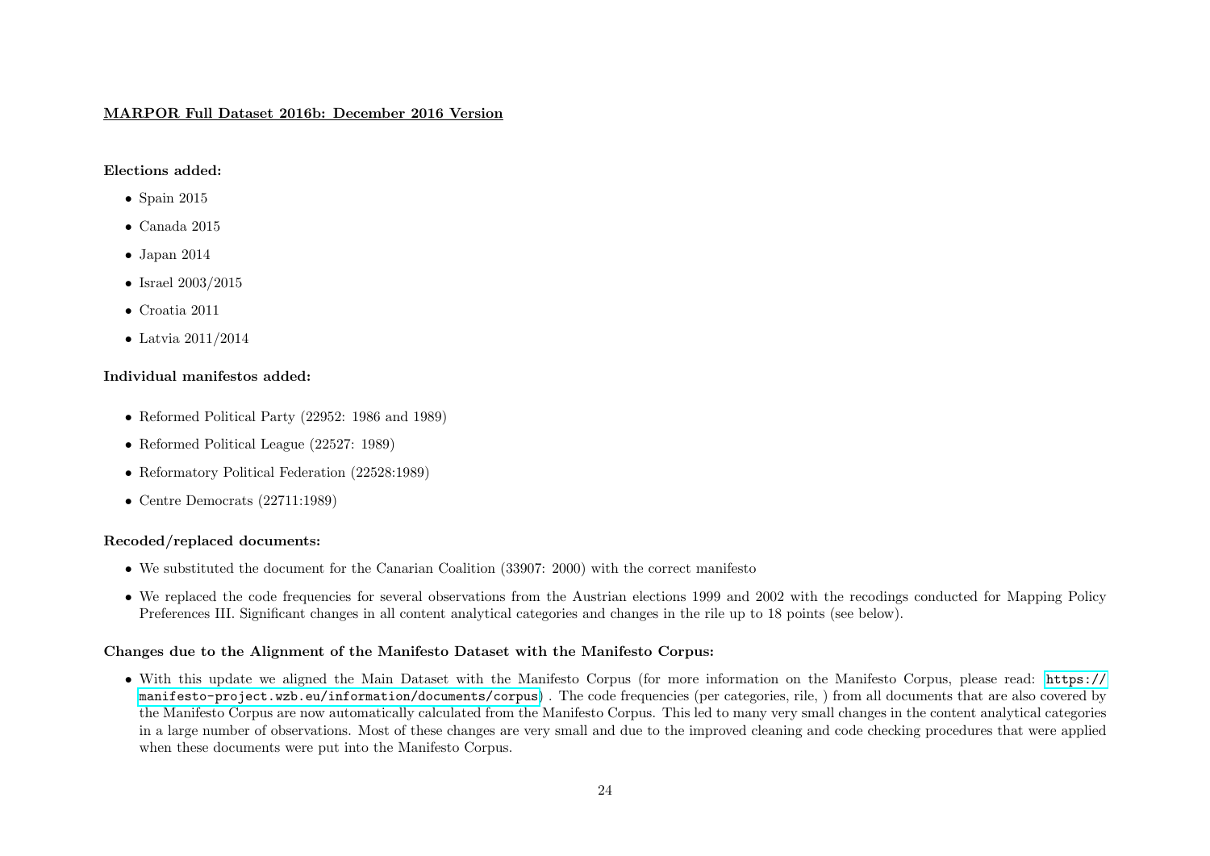## MARPOR Full Dataset 2016b: December 2016 Version

**Elections added:**

- Spain 2015
- Canada 2015
- Japan 2014
- Israel 2003/2015
- Croatia 2011
- Latvia 2011/2014

**Individual manifestos added:**

- Reformed Political Party (22952: 1986 and 1989)
- Reformed Political League (22527: 1989)
- Reformatory Political Federation (22528:1989)
- Centre Democrats (22711:1989)

**Recoded/replaced documents:**

- We substituted the document for the Canarian Coalition (33907: 2000) with the correct manifesto
- We replaced the code frequencies for several observations from the Austrian elections 1999 and 2002 with the recodings conducted for Mapping Policy Preferences III. Significant changes in all content analytical categories and changes in the rile up to 18 points (see below).

**Changes due to the Alignment of the Manifesto Dataset with the Manifesto Corpus:**

- With this update we aligned the Main Dataset with the Manifesto Corpus (for more information on the Manifesto Corpus, please read: https://manifesto-project.wzb.eu/information/documents/corpus) . The code frequencies (per categories, rile, ) from all documents that are also covered by the Manifesto Corpus are now automatically calculated from the Manifesto Corpus. This led to many very small changes in the content analytical categories in a large number of observations. Most of these changes are very small and due to the improved cleaning and code checking procedures that were applied when these documents were put into the Manifesto Corpus.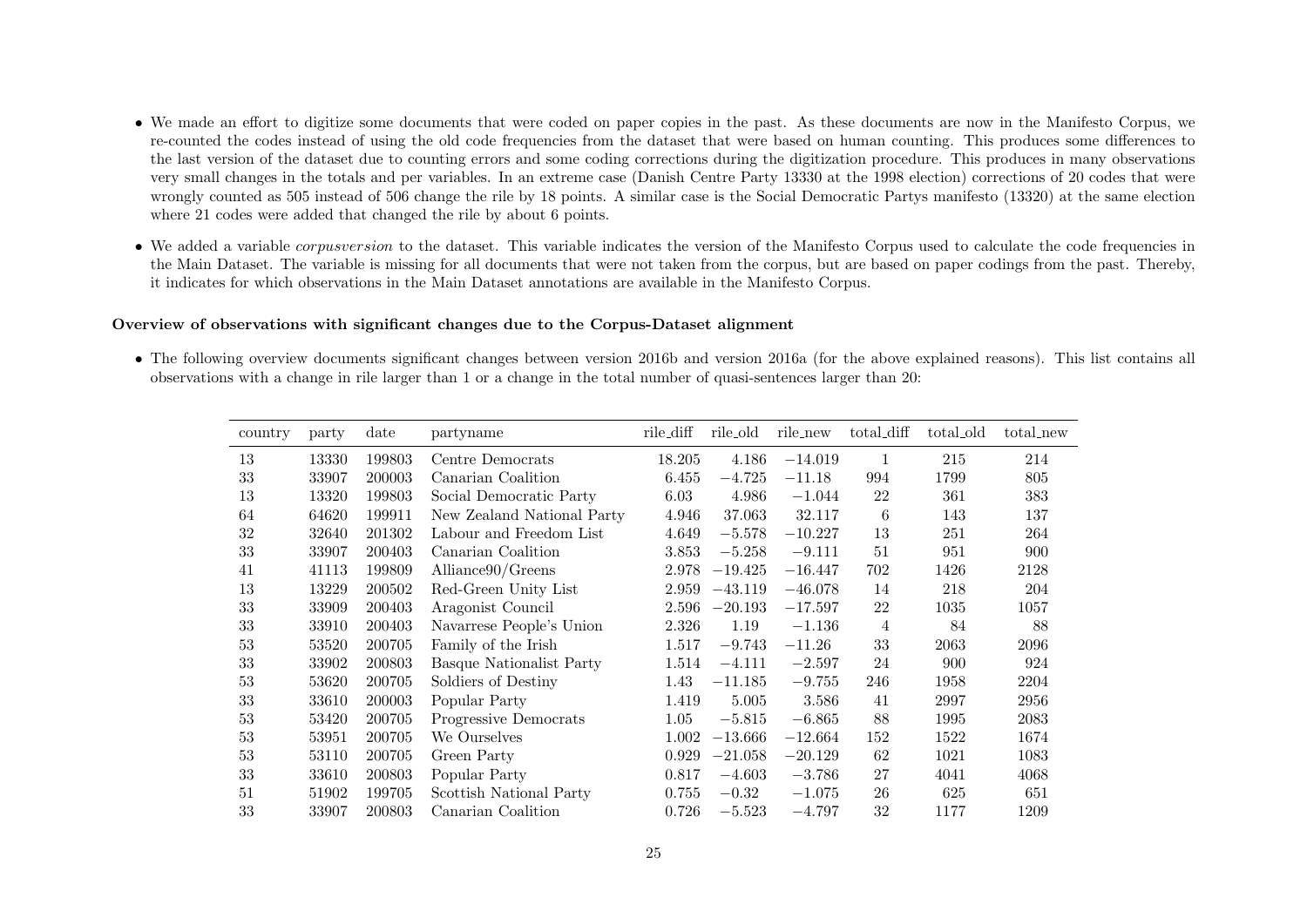- We made an effort to digitize some documents that were coded on paper copies in the past. As these documents are now in the Manifesto Corpus, we re-counted the codes instead of using the old code frequencies from the dataset that were based on human counting. This produces some differences to the last version of the dataset due to counting errors and some coding corrections during the digitization procedure. This produces in many observations very small changes in the totals and per variables. In an extreme case (Danish Centre Party 13330 at the 1998 election) corrections of 20 codes that were wrongly counted as 505 instead of 506 change the rile by 18 points. A similar case is the Social Democratic Partys manifesto (13320) at the same election where 21 codes were added that changed the rile by about 6 points.

- We added a variable *corpusversion* to the dataset. This variable indicates the version of the Manifesto Corpus used to calculate the code frequencies in the Main Dataset. The variable is missing for all documents that were not taken from the corpus, but are based on paper codings from the past. Thereby, it indicates for which observations in the Main Dataset annotations are available in the Manifesto Corpus.

**Overview of observations with significant changes due to the Corpus-Dataset alignment**

- The following overview documents significant changes between version 2016b and version 2016a (for the above explained reasons). This list contains all observations with a change in rile larger than 1 or a change in the total number of quasi-sentences larger than 20:

| country | party | date | partyname | rile_diff | rile_old | rile_new | total_diff | total_old | total_new |
|---|---|---|---|---|---|---|---|---|---|
| 13 | 13330 | 199803 | Centre Democrats | 18.205 | 4.186 | −14.019 | 1 | 215 | 214 |
| 33 | 33907 | 200003 | Canarian Coalition | 6.455 | −4.725 | −11.18 | 994 | 1799 | 805 |
| 13 | 13320 | 199803 | Social Democratic Party | 6.03 | 4.986 | −1.044 | 22 | 361 | 383 |
| 64 | 64620 | 199911 | New Zealand National Party | 4.946 | 37.063 | 32.117 | 6 | 143 | 137 |
| 32 | 32640 | 201302 | Labour and Freedom List | 4.649 | −5.578 | −10.227 | 13 | 251 | 264 |
| 33 | 33907 | 200403 | Canarian Coalition | 3.853 | −5.258 | −9.111 | 51 | 951 | 900 |
| 41 | 41113 | 199809 | Alliance90/Greens | 2.978 | −19.425 | −16.447 | 702 | 1426 | 2128 |
| 13 | 13229 | 200502 | Red-Green Unity List | 2.959 | −43.119 | −46.078 | 14 | 218 | 204 |
| 33 | 33909 | 200403 | Aragonist Council | 2.596 | −20.193 | −17.597 | 22 | 1035 | 1057 |
| 33 | 33910 | 200403 | Navarrese People's Union | 2.326 | 1.19 | −1.136 | 4 | 84 | 88 |
| 53 | 53520 | 200705 | Family of the Irish | 1.517 | −9.743 | −11.26 | 33 | 2063 | 2096 |
| 33 | 33902 | 200803 | Basque Nationalist Party | 1.514 | −4.111 | −2.597 | 24 | 900 | 924 |
| 53 | 53620 | 200705 | Soldiers of Destiny | 1.43 | −11.185 | −9.755 | 246 | 1958 | 2204 |
| 33 | 33610 | 200003 | Popular Party | 1.419 | 5.005 | 3.586 | 41 | 2997 | 2956 |
| 53 | 53420 | 200705 | Progressive Democrats | 1.05 | −5.815 | −6.865 | 88 | 1995 | 2083 |
| 53 | 53951 | 200705 | We Ourselves | 1.002 | −13.666 | −12.664 | 152 | 1522 | 1674 |
| 53 | 53110 | 200705 | Green Party | 0.929 | −21.058 | −20.129 | 62 | 1021 | 1083 |
| 33 | 33610 | 200803 | Popular Party | 0.817 | −4.603 | −3.786 | 27 | 4041 | 4068 |
| 51 | 51902 | 199705 | Scottish National Party | 0.755 | −0.32 | −1.075 | 26 | 625 | 651 |
| 33 | 33907 | 200803 | Canarian Coalition | 0.726 | −5.523 | −4.797 | 32 | 1177 | 1209 |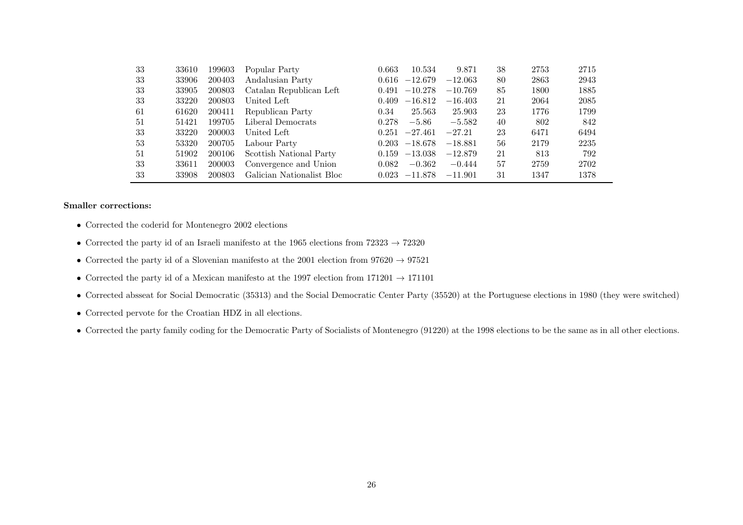| | | | | | | | | | |
|---|---|---|---|---|---|---|---|---|---|
| 33 | 33610 | 199603 | Popular Party | 0.663 | 10.534 | 9.871 | 38 | 2753 | 2715 |
| 33 | 33906 | 200403 | Andalusian Party | 0.616 | −12.679 | −12.063 | 80 | 2863 | 2943 |
| 33 | 33905 | 200803 | Catalan Republican Left | 0.491 | −10.278 | −10.769 | 85 | 1800 | 1885 |
| 33 | 33220 | 200803 | United Left | 0.409 | −16.812 | −16.403 | 21 | 2064 | 2085 |
| 61 | 61620 | 200411 | Republican Party | 0.34 | 25.563 | 25.903 | 23 | 1776 | 1799 |
| 51 | 51421 | 199705 | Liberal Democrats | 0.278 | −5.86 | −5.582 | 40 | 802 | 842 |
| 33 | 33220 | 200003 | United Left | 0.251 | −27.461 | −27.21 | 23 | 6471 | 6494 |
| 53 | 53320 | 200705 | Labour Party | 0.203 | −18.678 | −18.881 | 56 | 2179 | 2235 |
| 51 | 51902 | 200106 | Scottish National Party | 0.159 | −13.038 | −12.879 | 21 | 813 | 792 |
| 33 | 33611 | 200003 | Convergence and Union | 0.082 | −0.362 | −0.444 | 57 | 2759 | 2702 |
| 33 | 33908 | 200803 | Galician Nationalist Bloc | 0.023 | −11.878 | −11.901 | 31 | 1347 | 1378 |

**Smaller corrections:**

- Corrected the coderid for Montenegro 2002 elections
- Corrected the party id of an Israeli manifesto at the 1965 elections from 72323 → 72320
- Corrected the party id of a Slovenian manifesto at the 2001 election from 97620 → 97521
- Corrected the party id of a Mexican manifesto at the 1997 election from 171201 → 171101
- Corrected absseat for Social Democratic (35313) and the Social Democratic Center Party (35520) at the Portuguese elections in 1980 (they were switched)
- Corrected pervote for the Croatian HDZ in all elections.
- Corrected the party family coding for the Democratic Party of Socialists of Montenegro (91220) at the 1998 elections to be the same as in all other elections.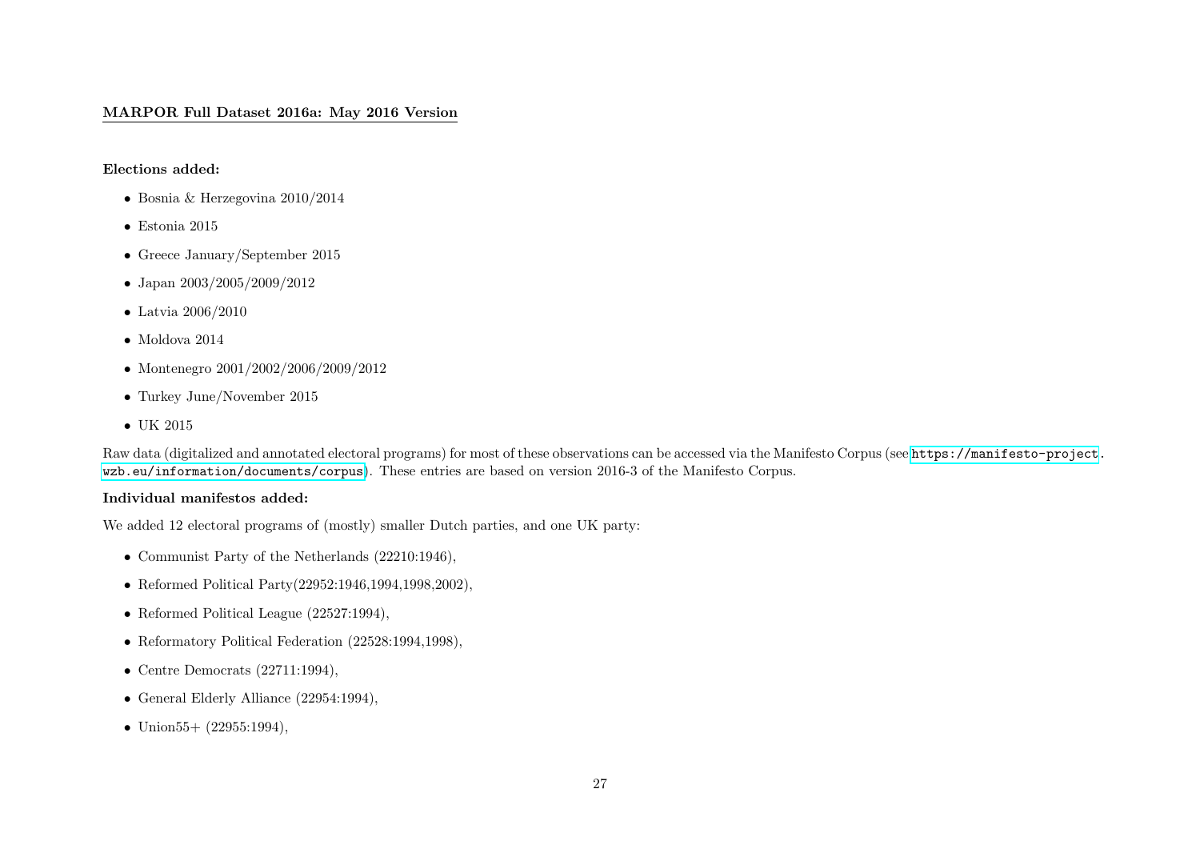**MARPOR Full Dataset 2016a: May 2016 Version**

**Elections added:**

- Bosnia & Herzegovina 2010/2014
- Estonia 2015
- Greece January/September 2015
- Japan 2003/2005/2009/2012
- Latvia 2006/2010
- Moldova 2014
- Montenegro 2001/2002/2006/2009/2012
- Turkey June/November 2015
- UK 2015

Raw data (digitalized and annotated electoral programs) for most of these observations can be accessed via the Manifesto Corpus (see https://manifesto-project.wzb.eu/information/documents/corpus). These entries are based on version 2016-3 of the Manifesto Corpus.

**Individual manifestos added:**

We added 12 electoral programs of (mostly) smaller Dutch parties, and one UK party:

- Communist Party of the Netherlands (22210:1946),
- Reformed Political Party(22952:1946,1994,1998,2002),
- Reformed Political League (22527:1994),
- Reformatory Political Federation (22528:1994,1998),
- Centre Democrats (22711:1994),
- General Elderly Alliance (22954:1994),
- Union55+ (22955:1994),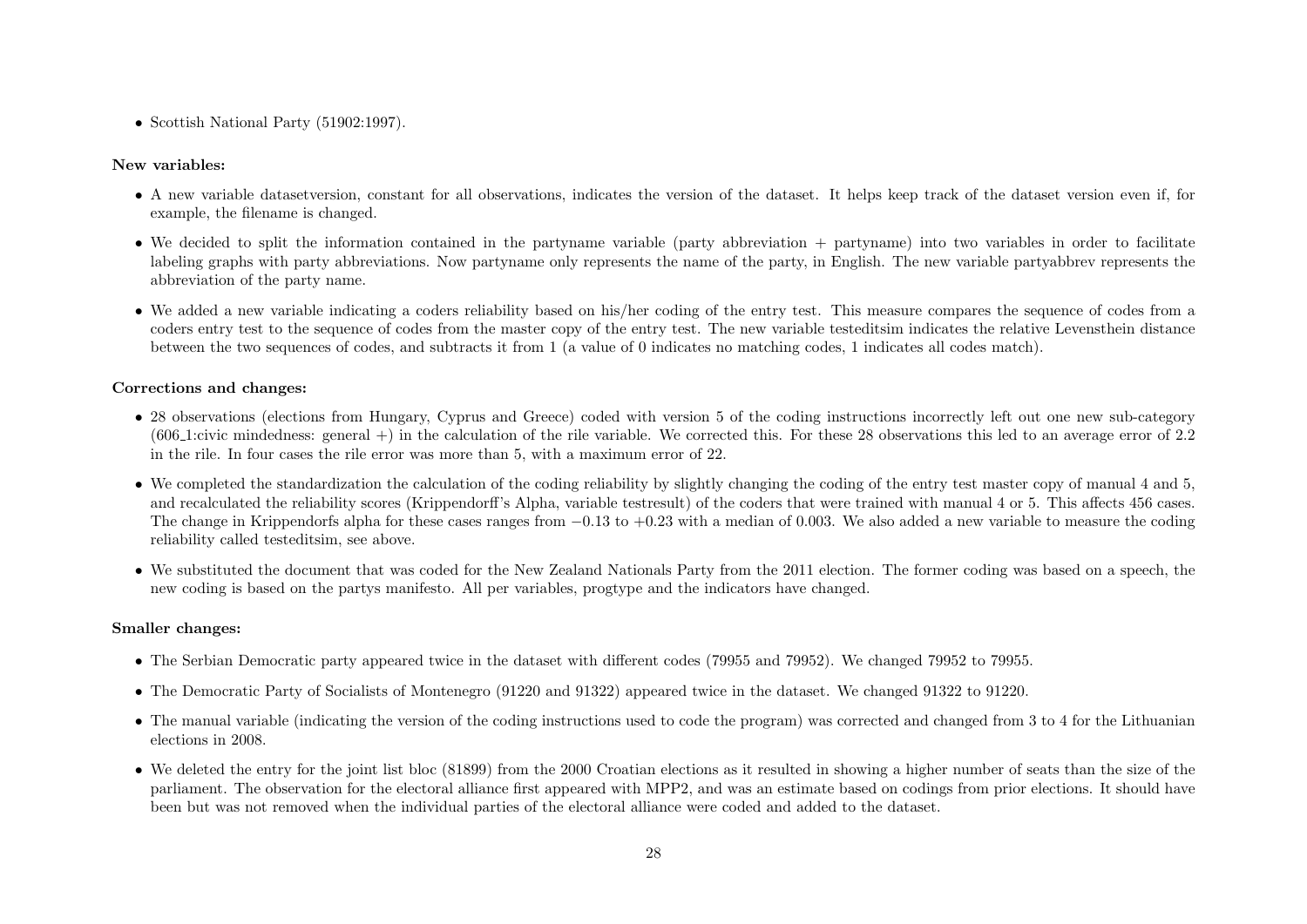- Scottish National Party (51902:1997).

**New variables:**

- A new variable datasetversion, constant for all observations, indicates the version of the dataset. It helps keep track of the dataset version even if, for example, the filename is changed.
- We decided to split the information contained in the partyname variable (party abbreviation + partyname) into two variables in order to facilitate labeling graphs with party abbreviations. Now partyname only represents the name of the party, in English. The new variable partyabbrev represents the abbreviation of the party name.
- We added a new variable indicating a coders reliability based on his/her coding of the entry test. This measure compares the sequence of codes from a coders entry test to the sequence of codes from the master copy of the entry test. The new variable testeditsim indicates the relative Levensthein distance between the two sequences of codes, and subtracts it from 1 (a value of 0 indicates no matching codes, 1 indicates all codes match).

**Corrections and changes:**

- 28 observations (elections from Hungary, Cyprus and Greece) coded with version 5 of the coding instructions incorrectly left out one new sub-category (606_1:civic mindedness: general +) in the calculation of the rile variable. We corrected this. For these 28 observations this led to an average error of 2.2 in the rile. In four cases the rile error was more than 5, with a maximum error of 22.
- We completed the standardization the calculation of the coding reliability by slightly changing the coding of the entry test master copy of manual 4 and 5, and recalculated the reliability scores (Krippendorff's Alpha, variable testresult) of the coders that were trained with manual 4 or 5. This affects 456 cases. The change in Krippendorfs alpha for these cases ranges from $-0.13$ to $+0.23$ with a median of 0.003. We also added a new variable to measure the coding reliability called testeditsim, see above.
- We substituted the document that was coded for the New Zealand Nationals Party from the 2011 election. The former coding was based on a speech, the new coding is based on the partys manifesto. All per variables, progtype and the indicators have changed.

**Smaller changes:**

- The Serbian Democratic party appeared twice in the dataset with different codes (79955 and 79952). We changed 79952 to 79955.
- The Democratic Party of Socialists of Montenegro (91220 and 91322) appeared twice in the dataset. We changed 91322 to 91220.
- The manual variable (indicating the version of the coding instructions used to code the program) was corrected and changed from 3 to 4 for the Lithuanian elections in 2008.
- We deleted the entry for the joint list bloc (81899) from the 2000 Croatian elections as it resulted in showing a higher number of seats than the size of the parliament. The observation for the electoral alliance first appeared with MPP2, and was an estimate based on codings from prior elections. It should have been but was not removed when the individual parties of the electoral alliance were coded and added to the dataset.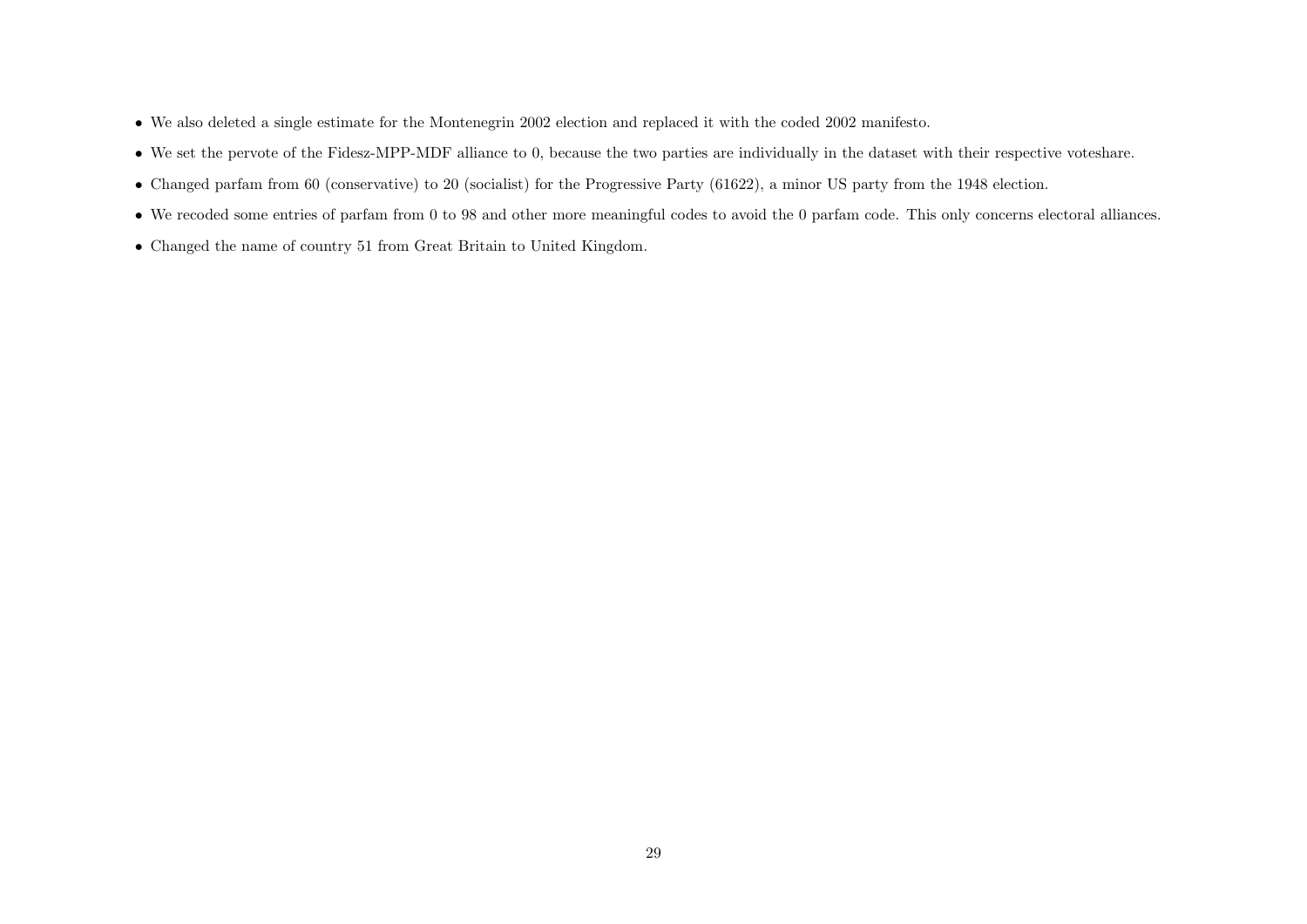- We also deleted a single estimate for the Montenegrin 2002 election and replaced it with the coded 2002 manifesto.
- We set the pervote of the Fidesz-MPP-MDF alliance to 0, because the two parties are individually in the dataset with their respective voteshare.
- Changed parfam from 60 (conservative) to 20 (socialist) for the Progressive Party (61622), a minor US party from the 1948 election.
- We recoded some entries of parfam from 0 to 98 and other more meaningful codes to avoid the 0 parfam code. This only concerns electoral alliances.
- Changed the name of country 51 from Great Britain to United Kingdom.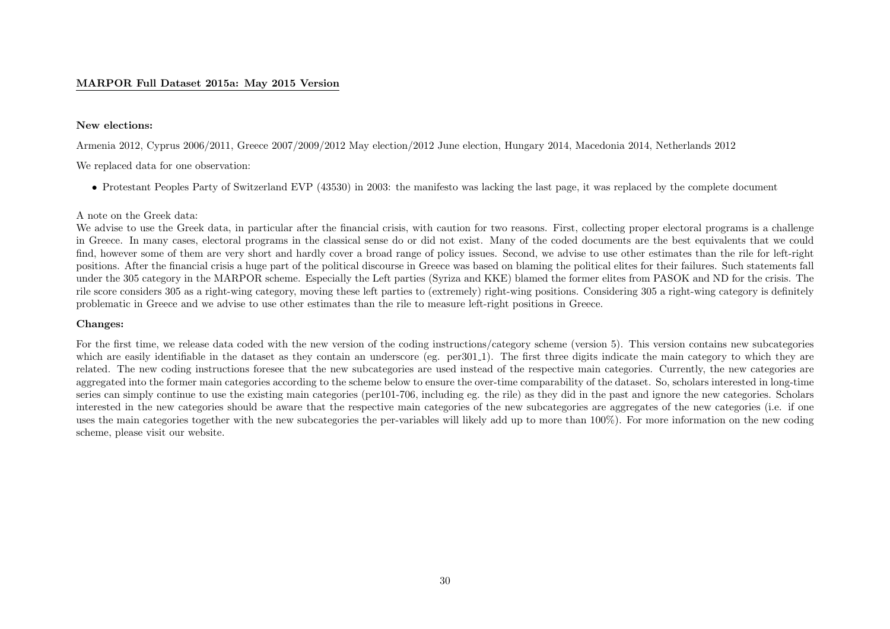**MARPOR Full Dataset 2015a: May 2015 Version**

**New elections:**

Armenia 2012, Cyprus 2006/2011, Greece 2007/2009/2012 May election/2012 June election, Hungary 2014, Macedonia 2014, Netherlands 2012

We replaced data for one observation:

- Protestant Peoples Party of Switzerland EVP (43530) in 2003: the manifesto was lacking the last page, it was replaced by the complete document

A note on the Greek data:
We advise to use the Greek data, in particular after the financial crisis, with caution for two reasons. First, collecting proper electoral programs is a challenge in Greece. In many cases, electoral programs in the classical sense do or did not exist. Many of the coded documents are the best equivalents that we could find, however some of them are very short and hardly cover a broad range of policy issues. Second, we advise to use other estimates than the rile for left-right positions. After the financial crisis a huge part of the political discourse in Greece was based on blaming the political elites for their failures. Such statements fall under the 305 category in the MARPOR scheme. Especially the Left parties (Syriza and KKE) blamed the former elites from PASOK and ND for the crisis. The rile score considers 305 as a right-wing category, moving these left parties to (extremely) right-wing positions. Considering 305 a right-wing category is definitely problematic in Greece and we advise to use other estimates than the rile to measure left-right positions in Greece.

**Changes:**

For the first time, we release data coded with the new version of the coding instructions/category scheme (version 5). This version contains new subcategories which are easily identifiable in the dataset as they contain an underscore (eg. per301_1). The first three digits indicate the main category to which they are related. The new coding instructions foresee that the new subcategories are used instead of the respective main categories. Currently, the new categories are aggregated into the former main categories according to the scheme below to ensure the over-time comparability of the dataset. So, scholars interested in long-time series can simply continue to use the existing main categories (per101-706, including eg. the rile) as they did in the past and ignore the new categories. Scholars interested in the new categories should be aware that the respective main categories of the new subcategories are aggregates of the new categories (i.e. if one uses the main categories together with the new subcategories the per-variables will likely add up to more than 100%). For more information on the new coding scheme, please visit our website.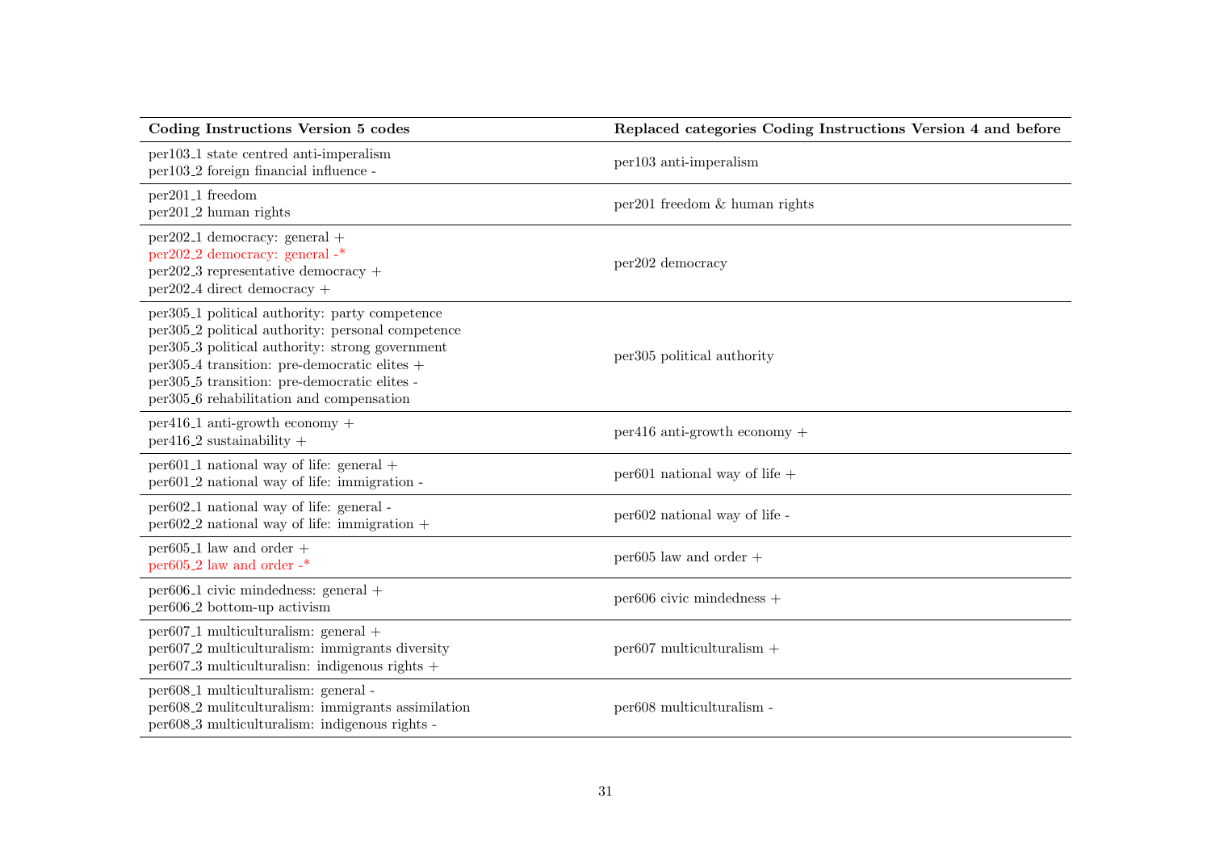| Coding Instructions Version 5 codes | Replaced categories Coding Instructions Version 4 and before |
|---|---|
| per103_1 state centred anti-imperialism<br>per103_2 foreign financial influence - | per103 anti-imperialism |
| per201_1 freedom<br>per201_2 human rights | per201 freedom & human rights |
| per202_1 democracy: general +<br>per202_2 democracy: general -*<br>per202_3 representative democracy +<br>per202_4 direct democracy + | per202 democracy |
| per305_1 political authority: party competence<br>per305_2 political authority: personal competence<br>per305_3 political authority: strong government<br>per305_4 transition: pre-democratic elites +<br>per305_5 transition: pre-democratic elites -<br>per305_6 rehabilitation and compensation | per305 political authority |
| per416_1 anti-growth economy +<br>per416_2 sustainability + | per416 anti-growth economy + |
| per601_1 national way of life: general +<br>per601_2 national way of life: immigration - | per601 national way of life + |
| per602_1 national way of life: general -<br>per602_2 national way of life: immigration + | per602 national way of life - |
| per605_1 law and order +<br>per605_2 law and order -* | per605 law and order + |
| per606_1 civic mindedness: general +<br>per606_2 bottom-up activism | per606 civic mindedness + |
| per607_1 multiculturalism: general +<br>per607_2 multiculturalism: immigrants diversity<br>per607_3 multiculturalisn: indigenous rights + | per607 multiculturalism + |
| per608_1 multiculturalism: general -<br>per608_2 mulitculturalism: immigrants assimilation<br>per608_3 multiculturalism: indigenous rights - | per608 multiculturalism - |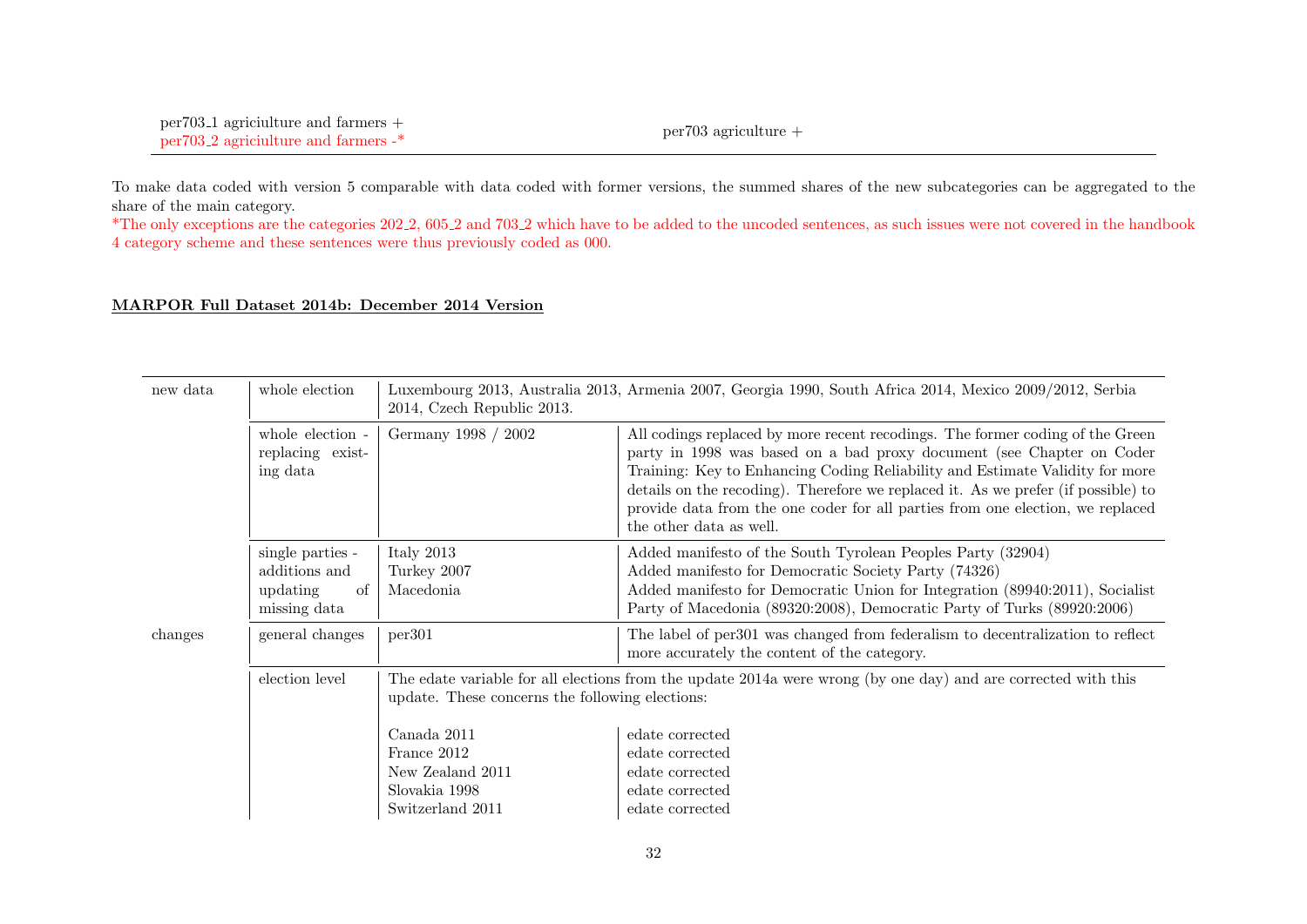| | |
|---|---|
| per703_1 agriciulture and farmers +<br>per703_2 agriciulture and farmers -* | per703 agriculture + |

To make data coded with version 5 comparable with data coded with former versions, the summed shares of the new subcategories can be aggregated to the share of the main category.
*The only exceptions are the categories 202_2, 605_2 and 703_2 which have to be added to the uncoded sentences, as such issues were not covered in the handbook 4 category scheme and these sentences were thus previously coded as 000.

**MARPOR Full Dataset 2014b: December 2014 Version**

| | | | |
|---|---|---|---|
| new data | whole election | Luxembourg 2013, Australia 2013, Armenia 2007, Georgia 1990, South Africa 2014, Mexico 2009/2012, Serbia 2014, Czech Republic 2013. | |
| | whole election - replacing existing data | Germany 1998 / 2002 | All codings replaced by more recent recodings. The former coding of the Green party in 1998 was based on a bad proxy document (see Chapter on Coder Training: Key to Enhancing Coding Reliability and Estimate Validity for more details on the recoding). Therefore we replaced it. As we prefer (if possible) to provide data from the one coder for all parties from one election, we replaced the other data as well. |
| | single parties - additions and updating of missing data | Italy 2013<br>Turkey 2007<br>Macedonia | Added manifesto of the South Tyrolean Peoples Party (32904)<br>Added manifesto for Democratic Society Party (74326)<br>Added manifesto for Democratic Union for Integration (89940:2011), Socialist Party of Macedonia (89320:2008), Democratic Party of Turks (89920:2006) |
| changes | general changes | per301 | The label of per301 was changed from federalism to decentralization to reflect more accurately the content of the category. |
| | election level | The edate variable for all elections from the update 2014a were wrong (by one day) and are corrected with this update. These concerns the following elections: | |
| | | Canada 2011 | edate corrected |
| | | France 2012 | edate corrected |
| | | New Zealand 2011 | edate corrected |
| | | Slovakia 1998 | edate corrected |
| | | Switzerland 2011 | edate corrected |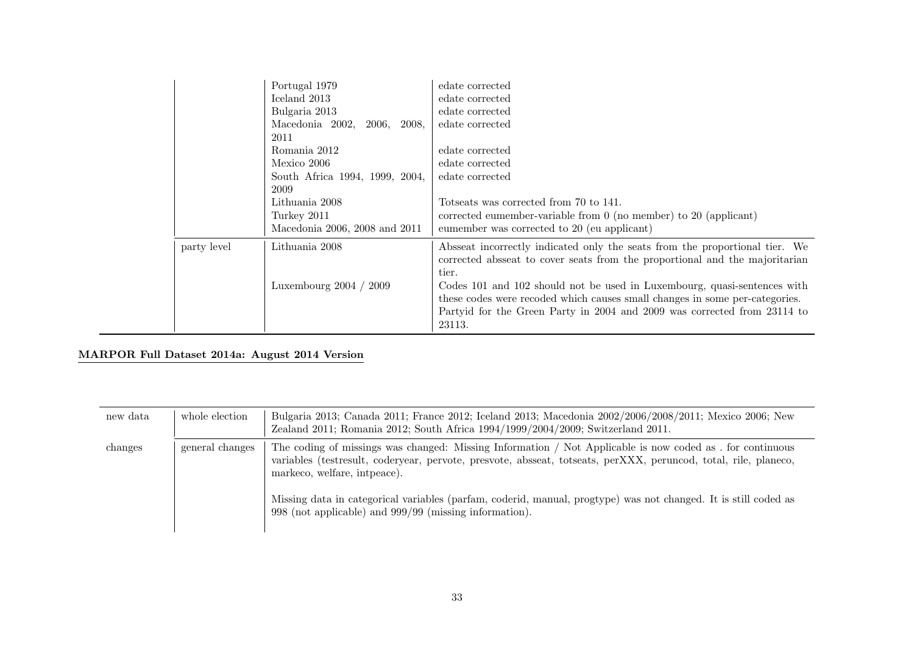| | | | |
|---|---|---|---|
| | | Portugal 1979 | edate corrected |
| | | Iceland 2013 | edate corrected |
| | | Bulgaria 2013 | edate corrected |
| | | Macedonia 2002, 2006, 2008, 2011 | edate corrected |
| | | Romania 2012 | edate corrected |
| | | Mexico 2006 | edate corrected |
| | | South Africa 1994, 1999, 2004, 2009 | edate corrected |
| | | Lithuania 2008 | Totseats was corrected from 70 to 141. |
| | | Turkey 2011 | corrected eumember-variable from 0 (no member) to 20 (applicant) |
| | | Macedonia 2006, 2008 and 2011 | eumember was corrected to 20 (eu applicant) |
| | party level | Lithuania 2008 | Absseat incorrectly indicated only the seats from the proportional tier. We corrected absseat to cover seats from the proportional and the majoritarian tier. |
| | | Luxembourg 2004 / 2009 | Codes 101 and 102 should not be used in Luxembourg, quasi-sentences with these codes were recoded which causes small changes in some per-categories. Partyid for the Green Party in 2004 and 2009 was corrected from 23114 to 23113. |

**MARPOR Full Dataset 2014a: August 2014 Version**

| | | |
|---|---|---|
| new data | whole election | Bulgaria 2013; Canada 2011; France 2012; Iceland 2013; Macedonia 2002/2006/2008/2011; Mexico 2006; New Zealand 2011; Romania 2012; South Africa 1994/1999/2004/2009; Switzerland 2011. |
| changes | general changes | The coding of missings was changed: Missing Information / Not Applicable is now coded as . for continuous variables (testresult, coderyear, pervote, presvote, absseat, totseats, perXXX, peruncod, total, rile, planeco, markeco, welfare, intpeace).<br><br>Missing data in categorical variables (parfam, coderid, manual, progtype) was not changed. It is still coded as 998 (not applicable) and 999/99 (missing information). |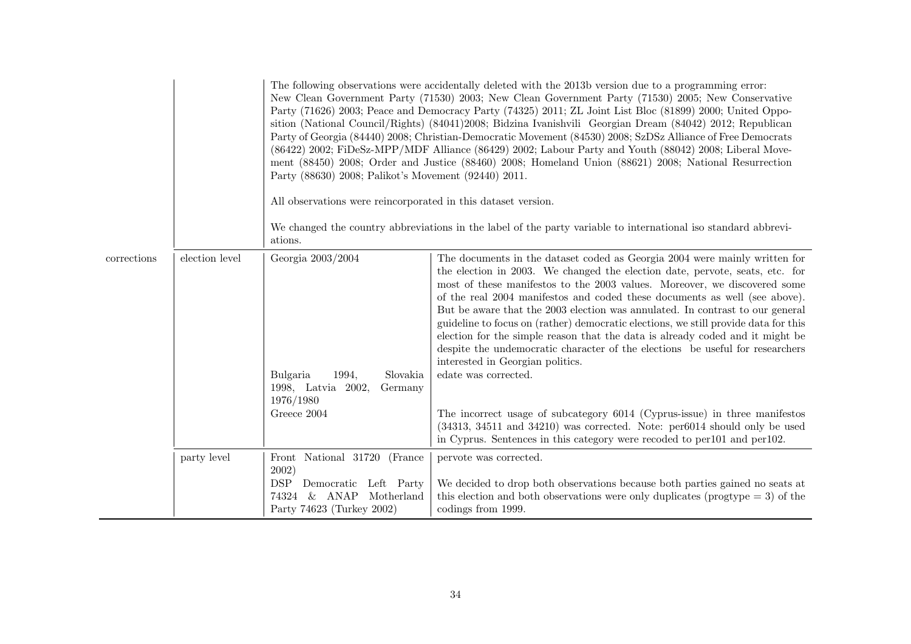| | | | |
|---|---|---|---|
| | | The following observations were accidentally deleted with the 2013b version due to a programming error: New Clean Government Party (71530) 2003; New Clean Government Party (71530) 2005; New Conservative Party (71626) 2003; Peace and Democracy Party (74325) 2011; ZL Joint List Bloc (81899) 2000; United Opposition (National Council/Rights) (84041)2008; Bidzina Ivanishvili Georgian Dream (84042) 2012; Republican Party of Georgia (84440) 2008; Christian-Democratic Movement (84530) 2008; SzDSz Alliance of Free Democrats (86422) 2002; FiDeSz-MPP/MDF Alliance (86429) 2002; Labour Party and Youth (88042) 2008; Liberal Movement (88450) 2008; Order and Justice (88460) 2008; Homeland Union (88621) 2008; National Resurrection Party (88630) 2008; Palikot's Movement (92440) 2011. <br><br> All observations were reincorporated in this dataset version. <br><br> We changed the country abbreviations in the label of the party variable to international iso standard abbreviations. | |
| corrections | election level | Georgia 2003/2004 | The documents in the dataset coded as Georgia 2004 were mainly written for the election in 2003. We changed the election date, pervote, seats, etc. for most of these manifestos to the 2003 values. Moreover, we discovered some of the real 2004 manifestos and coded these documents as well (see above). But be aware that the 2003 election was annulated. In contrast to our general guideline to focus on (rather) democratic elections, we still provide data for this election for the simple reason that the data is already coded and it might be despite the undemocratic character of the elections be useful for researchers interested in Georgian politics. |
| | | Bulgaria 1994, Slovakia 1998, Latvia 2002, Germany 1976/1980 | edate was corrected. |
| | | Greece 2004 | The incorrect usage of subcategory 6014 (Cyprus-issue) in three manifestos (34313, 34511 and 34210) was corrected. Note: per6014 should only be used in Cyprus. Sentences in this category were recoded to per101 and per102. |
| | party level | Front National 31720 (France 2002) | pervote was corrected. |
| | | DSP Democratic Left Party 74324 & ANAP Motherland Party 74623 (Turkey 2002) | We decided to drop both observations because both parties gained no seats at this election and both observations were only duplicates (progtype = 3) of the codings from 1999. |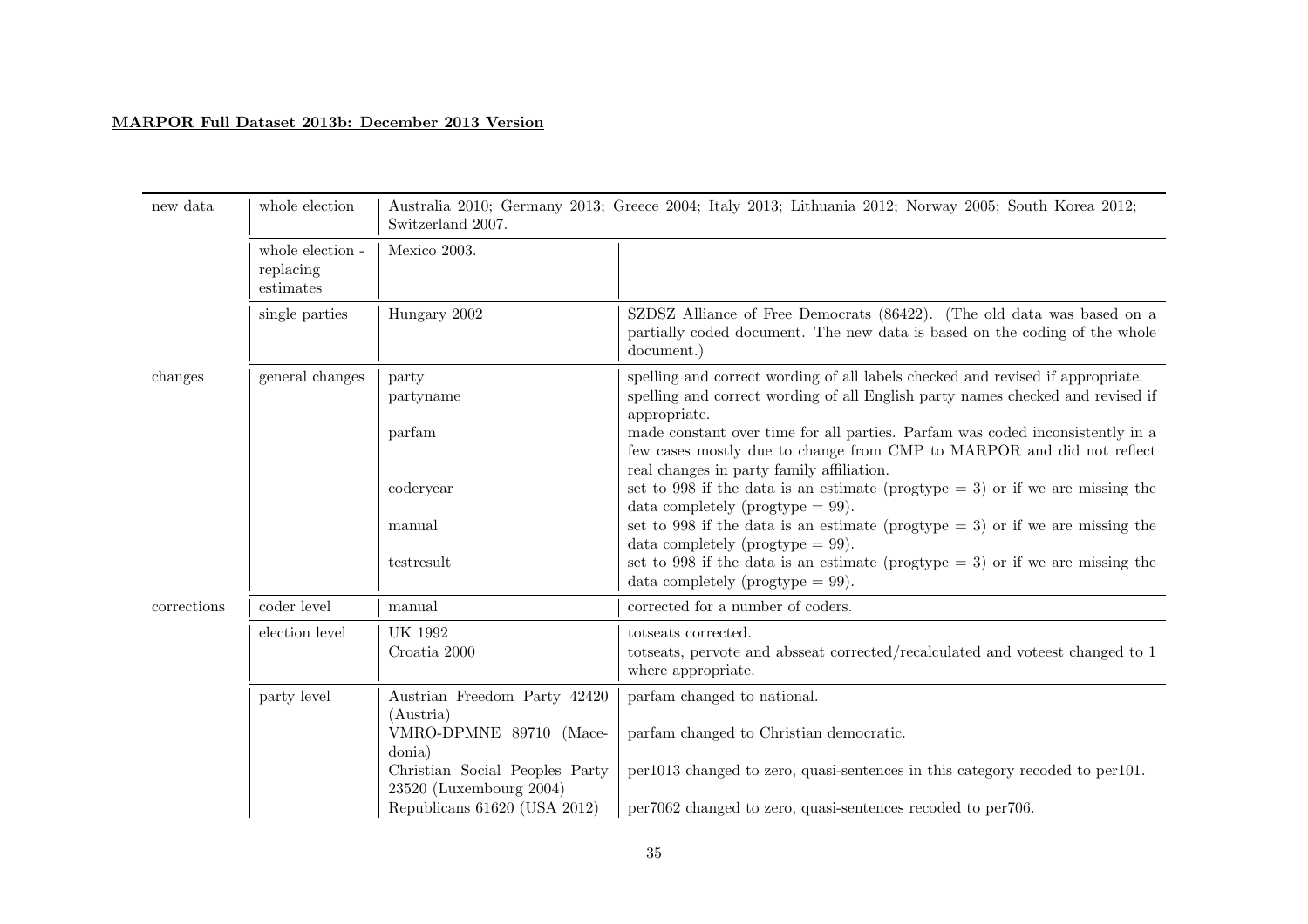**MARPOR Full Dataset 2013b: December 2013 Version**

| | | | |
|---|---|---|---|
| new data | whole election | Australia 2010; Germany 2013; Greece 2004; Italy 2013; Lithuania 2012; Norway 2005; South Korea 2012; Switzerland 2007. | |
| | whole election - replacing estimates | Mexico 2003. | |
| | single parties | Hungary 2002 | SZDSZ Alliance of Free Democrats (86422). (The old data was based on a partially coded document. The new data is based on the coding of the whole document.) |
| changes | general changes | party | spelling and correct wording of all labels checked and revised if appropriate. |
| | | partyname | spelling and correct wording of all English party names checked and revised if appropriate. |
| | | parfam | made constant over time for all parties. Parfam was coded inconsistently in a few cases mostly due to change from CMP to MARPOR and did not reflect real changes in party family affiliation. |
| | | coderyear | set to 998 if the data is an estimate (progtype = 3) or if we are missing the data completely (progtype = 99). |
| | | manual | set to 998 if the data is an estimate (progtype = 3) or if we are missing the data completely (progtype = 99). |
| | | testresult | set to 998 if the data is an estimate (progtype = 3) or if we are missing the data completely (progtype = 99). |
| corrections | coder level | manual | corrected for a number of coders. |
| | election level | UK 1992 | totseats corrected. |
| | | Croatia 2000 | totseats, pervote and absseat corrected/recalculated and voteest changed to 1 where appropriate. |
| | party level | Austrian Freedom Party 42420 (Austria) | parfam changed to national. |
| | | VMRO-DPMNE 89710 (Macedonia) | parfam changed to Christian democratic. |
| | | Christian Social Peoples Party 23520 (Luxembourg 2004) | per1013 changed to zero, quasi-sentences in this category recoded to per101. |
| | | Republicans 61620 (USA 2012) | per7062 changed to zero, quasi-sentences recoded to per706. |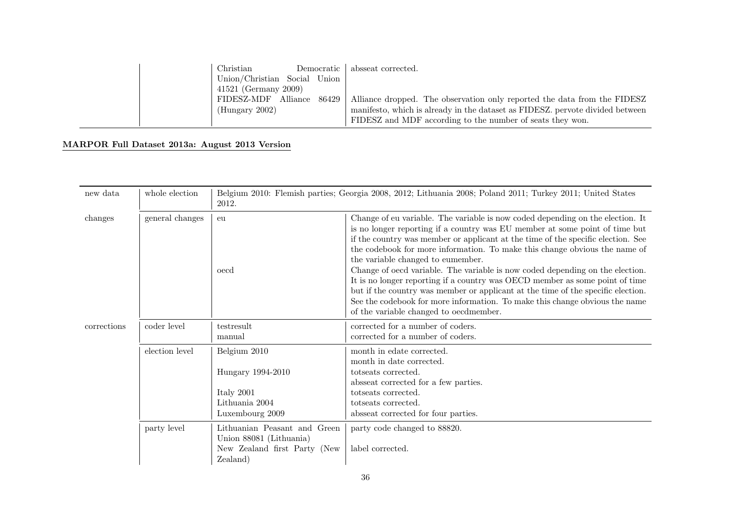| | | | |
|---|---|---|---|
| | | Christian Democratic Union/Christian Social Union 41521 (Germany 2009) | absseat corrected. |
| | | FIDESZ-MDF Alliance 86429 (Hungary 2002) | Alliance dropped. The observation only reported the data from the FIDESZ manifesto, which is already in the dataset as FIDESZ. pervote divided between FIDESZ and MDF according to the number of seats they won. |

**MARPOR Full Dataset 2013a: August 2013 Version**

| | | | |
|---|---|---|---|
| new data | whole election | Belgium 2010: Flemish parties; Georgia 2008, 2012; Lithuania 2008; Poland 2011; Turkey 2011; United States 2012. | |
| changes | general changes | eu | Change of eu variable. The variable is now coded depending on the election. It is no longer reporting if a country was EU member at some point of time but if the country was member or applicant at the time of the specific election. See the codebook for more information. To make this change obvious the name of the variable changed to eumember. |
| | | oecd | Change of oecd variable. The variable is now coded depending on the election. It is no longer reporting if a country was OECD member as some point of time but if the country was member or applicant at the time of the specific election. See the codebook for more information. To make this change obvious the name of the variable changed to oecdmember. |
| corrections | coder level | testresult | corrected for a number of coders. |
| | | manual | corrected for a number of coders. |
| | election level | Belgium 2010 | month in edate corrected. |
| | | | month in date corrected. |
| | | Hungary 1994-2010 | totseats corrected. |
| | | | absseat corrected for a few parties. |
| | | Italy 2001 | totseats corrected. |
| | | Lithuania 2004 | totseats corrected. |
| | | Luxembourg 2009 | absseat corrected for four parties. |
| | party level | Lithuanian Peasant and Green Union 88081 (Lithuania) | party code changed to 88820. |
| | | New Zealand first Party (New Zealand) | label corrected. |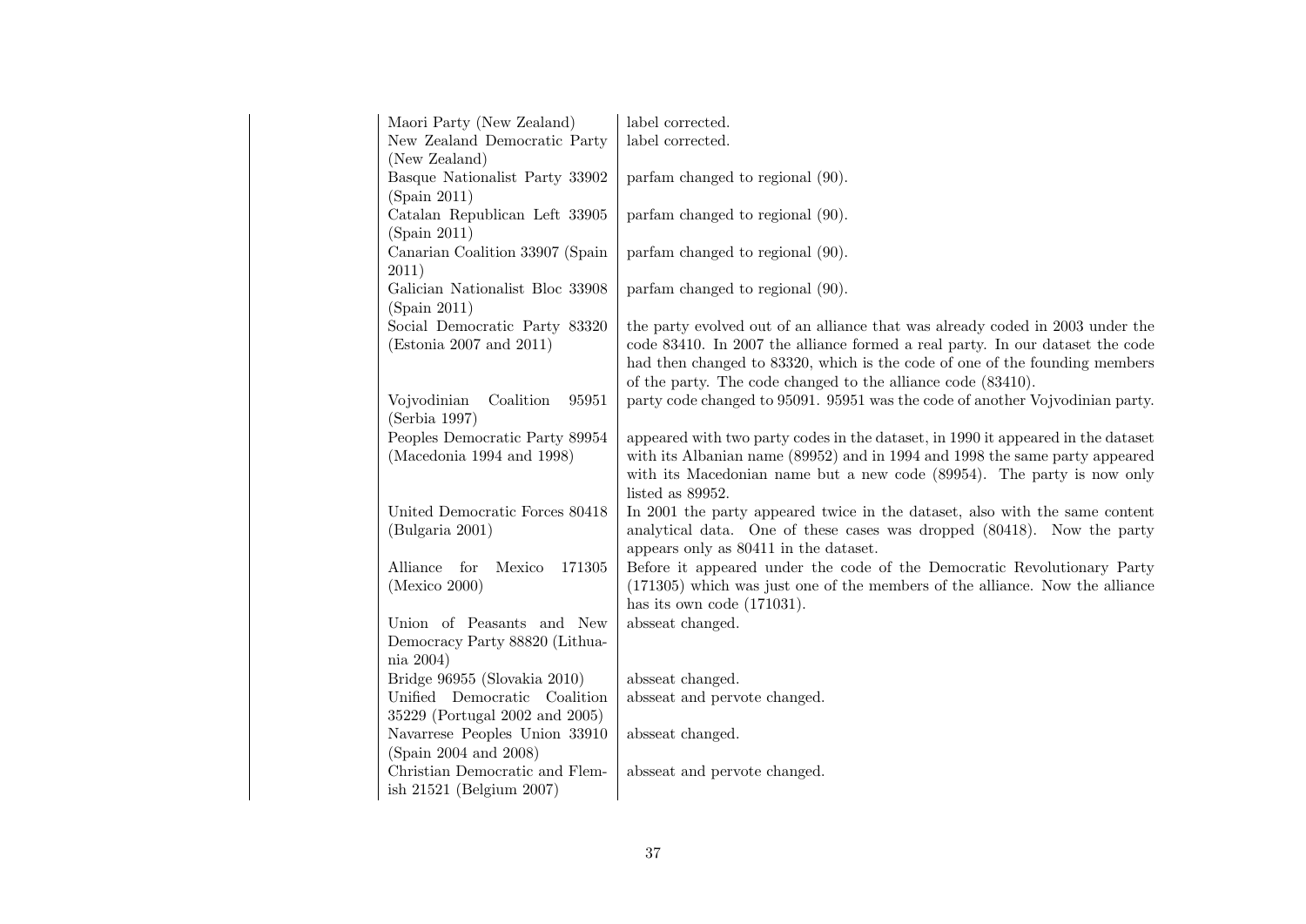| | |
|---|---|
| Maori Party (New Zealand) | label corrected. |
| New Zealand Democratic Party (New Zealand) | label corrected. |
| Basque Nationalist Party 33902 (Spain 2011) | parfam changed to regional (90). |
| Catalan Republican Left 33905 (Spain 2011) | parfam changed to regional (90). |
| Canarian Coalition 33907 (Spain 2011) | parfam changed to regional (90). |
| Galician Nationalist Bloc 33908 (Spain 2011) | parfam changed to regional (90). |
| Social Democratic Party 83320 (Estonia 2007 and 2011) | the party evolved out of an alliance that was already coded in 2003 under the code 83410. In 2007 the alliance formed a real party. In our dataset the code had then changed to 83320, which is the code of one of the founding members of the party. The code changed to the alliance code (83410). |
| Vojvodinian Coalition 95951 (Serbia 1997) | party code changed to 95091. 95951 was the code of another Vojvodinian party. |
| Peoples Democratic Party 89954 (Macedonia 1994 and 1998) | appeared with two party codes in the dataset, in 1990 it appeared in the dataset with its Albanian name (89952) and in 1994 and 1998 the same party appeared with its Macedonian name but a new code (89954). The party is now only listed as 89952. |
| United Democratic Forces 80418 (Bulgaria 2001) | In 2001 the party appeared twice in the dataset, also with the same content analytical data. One of these cases was dropped (80418). Now the party appears only as 80411 in the dataset. |
| Alliance for Mexico 171305 (Mexico 2000) | Before it appeared under the code of the Democratic Revolutionary Party (171305) which was just one of the members of the alliance. Now the alliance has its own code (171031). |
| Union of Peasants and New Democracy Party 88820 (Lithuania 2004) | absseat changed. |
| Bridge 96955 (Slovakia 2010) | absseat changed. |
| Unified Democratic Coalition 35229 (Portugal 2002 and 2005) | absseat and pervote changed. |
| Navarrese Peoples Union 33910 (Spain 2004 and 2008) | absseat changed. |
| Christian Democratic and Flemish 21521 (Belgium 2007) | absseat and pervote changed. |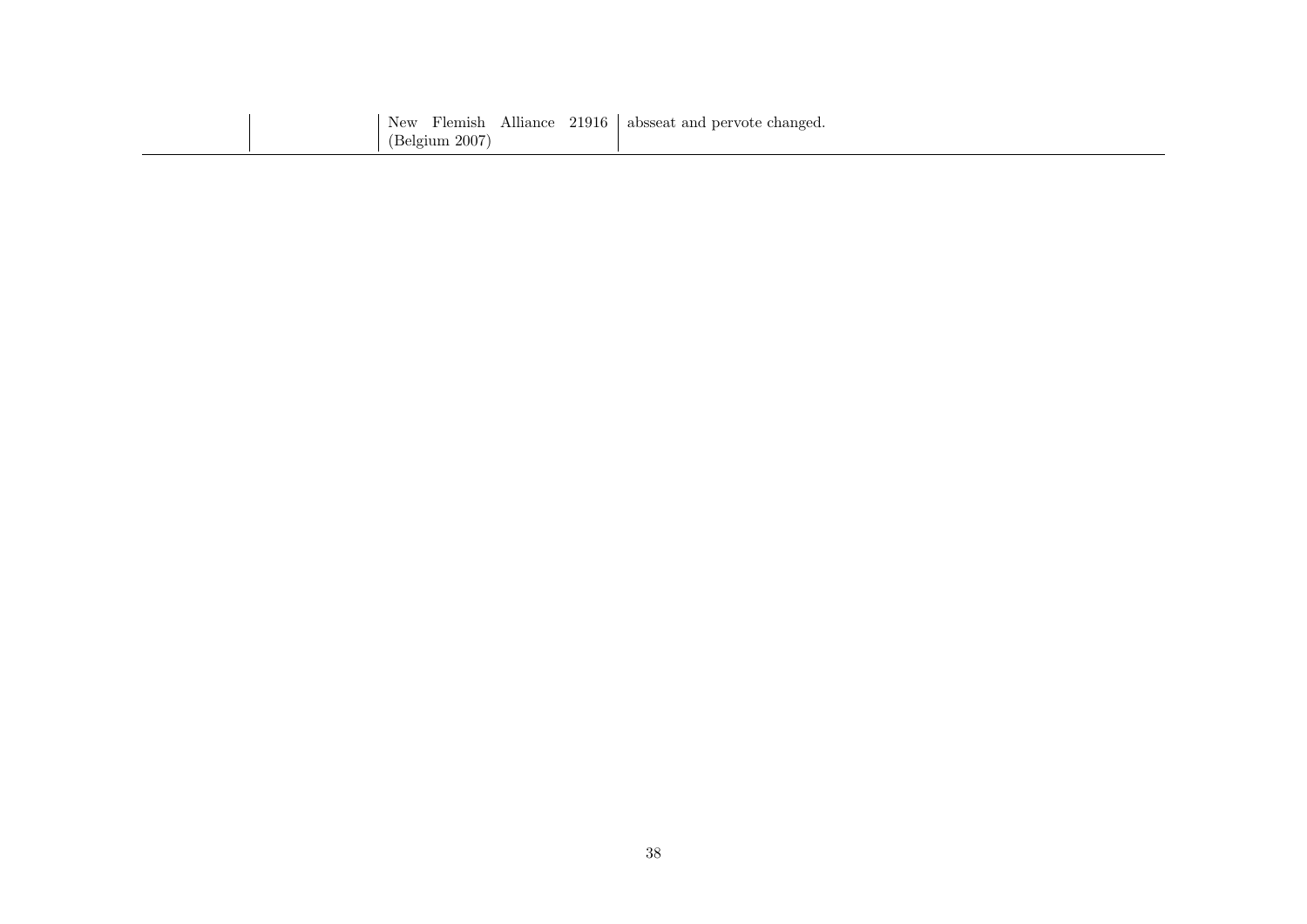| | | | |
|---|---|---|---|
| | | New Flemish Alliance 21916 (Belgium 2007) | absseat and pervote changed. |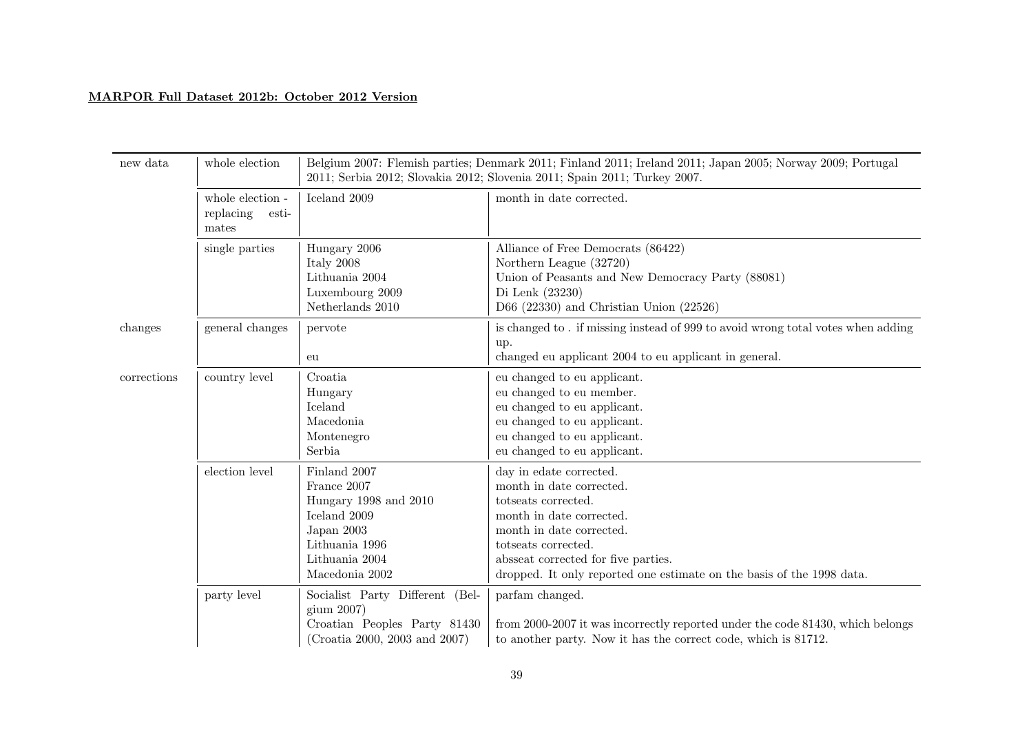**MARPOR Full Dataset 2012b: October 2012 Version**

| | | | |
|---|---|---|---|
| new data | whole election | Belgium 2007: Flemish parties; Denmark 2011; Finland 2011; Ireland 2011; Japan 2005; Norway 2009; Portugal 2011; Serbia 2012; Slovakia 2012; Slovenia 2011; Spain 2011; Turkey 2007. | |
| | whole election - replacing estimates | Iceland 2009 | month in date corrected. |
| | single parties | Hungary 2006 | Alliance of Free Democrats (86422) |
| | | Italy 2008 | Northern League (32720) |
| | | Lithuania 2004 | Union of Peasants and New Democracy Party (88081) |
| | | Luxembourg 2009 | Di Lenk (23230) |
| | | Netherlands 2010 | D66 (22330) and Christian Union (22526) |
| changes | general changes | pervote | is changed to . if missing instead of 999 to avoid wrong total votes when adding up. |
| | | eu | changed eu applicant 2004 to eu applicant in general. |
| corrections | country level | Croatia | eu changed to eu applicant. |
| | | Hungary | eu changed to eu member. |
| | | Iceland | eu changed to eu applicant. |
| | | Macedonia | eu changed to eu applicant. |
| | | Montenegro | eu changed to eu applicant. |
| | | Serbia | eu changed to eu applicant. |
| | election level | Finland 2007 | day in edate corrected. |
| | | France 2007 | month in date corrected. |
| | | Hungary 1998 and 2010 | totseats corrected. |
| | | Iceland 2009 | month in date corrected. |
| | | Japan 2003 | month in date corrected. |
| | | Lithuania 1996 | totseats corrected. |
| | | Lithuania 2004 | absseat corrected for five parties. |
| | | Macedonia 2002 | dropped. It only reported one estimate on the basis of the 1998 data. |
| | party level | Socialist Party Different (Belgium 2007) | parfam changed. |
| | | Croatian Peoples Party 81430 (Croatia 2000, 2003 and 2007) | from 2000-2007 it was incorrectly reported under the code 81430, which belongs to another party. Now it has the correct code, which is 81712. |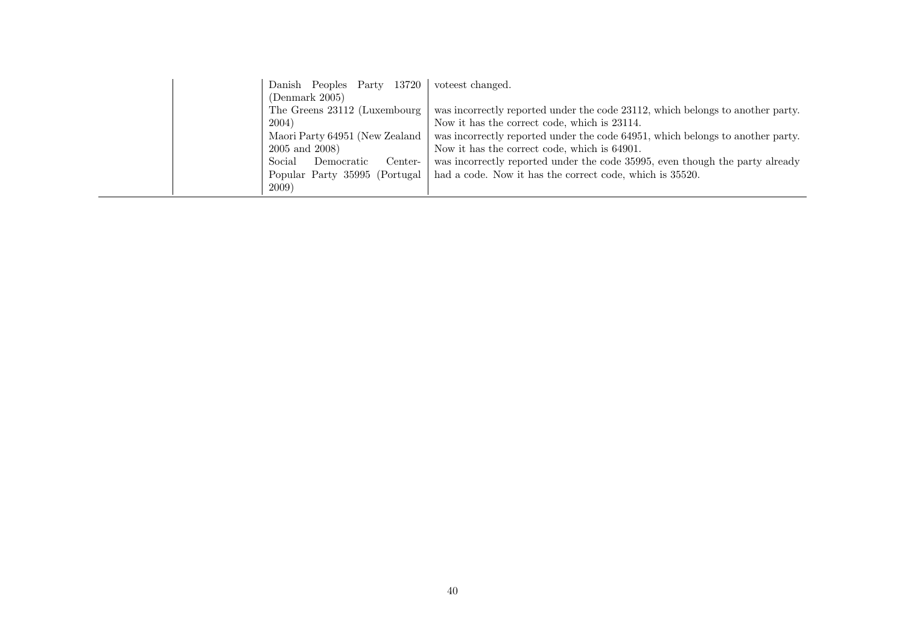| | | | |
|---|---|---|---|
| | | Danish Peoples Party 13720 (Denmark 2005) | voteest changed. |
| | | The Greens 23112 (Luxembourg 2004) | was incorrectly reported under the code 23112, which belongs to another party. Now it has the correct code, which is 23114. |
| | | Maori Party 64951 (New Zealand 2005 and 2008) | was incorrectly reported under the code 64951, which belongs to another party. Now it has the correct code, which is 64901. |
| | | Social Democratic Center-Popular Party 35995 (Portugal 2009) | was incorrectly reported under the code 35995, even though the party already had a code. Now it has the correct code, which is 35520. |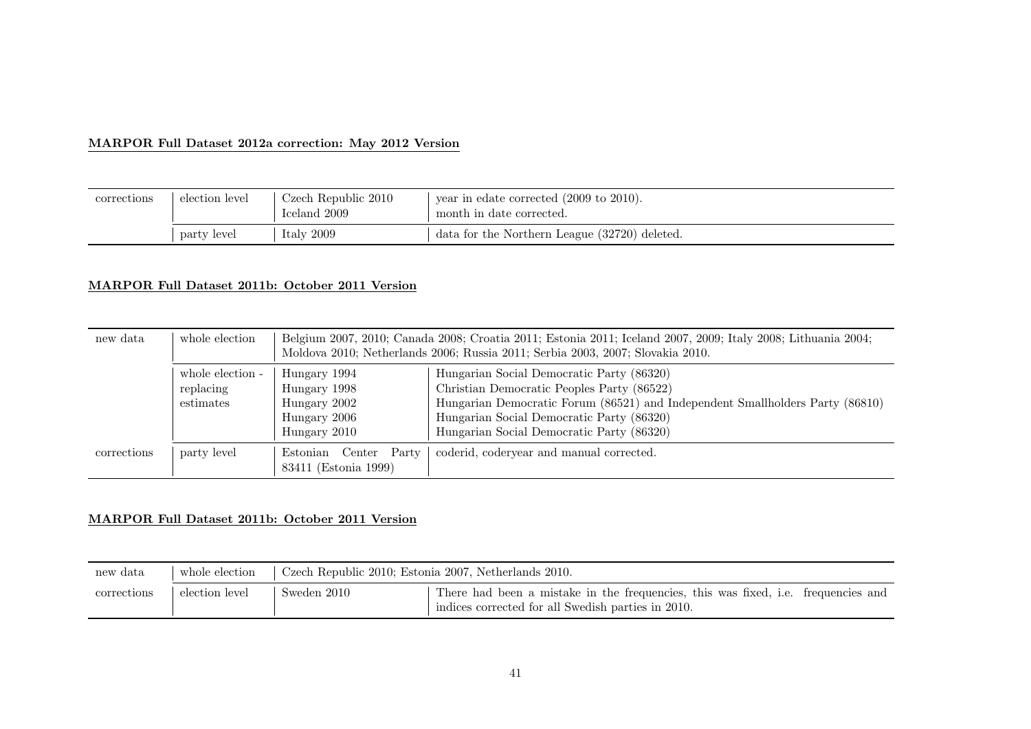**MARPOR Full Dataset 2012a correction: May 2012 Version**

| | | | |
|---|---|---|---|
| corrections | election level | Czech Republic 2010 | year in edate corrected (2009 to 2010). |
| | | Iceland 2009 | month in date corrected. |
| | party level | Italy 2009 | data for the Northern League (32720) deleted. |

**MARPOR Full Dataset 2011b: October 2011 Version**

| | | | |
|---|---|---|---|
| new data | whole election | Belgium 2007, 2010; Canada 2008; Croatia 2011; Estonia 2011; Iceland 2007, 2009; Italy 2008; Lithuania 2004; Moldova 2010; Netherlands 2006; Russia 2011; Serbia 2003, 2007; Slovakia 2010. | |
| | whole election - replacing estimates | Hungary 1994 | Hungarian Social Democratic Party (86320) |
| | | Hungary 1998 | Christian Democratic Peoples Party (86522) |
| | | Hungary 2002 | Hungarian Democratic Forum (86521) and Independent Smallholders Party (86810) |
| | | Hungary 2006 | Hungarian Social Democratic Party (86320) |
| | | Hungary 2010 | Hungarian Social Democratic Party (86320) |
| corrections | party level | Estonian Center Party 83411 (Estonia 1999) | coderid, coderyear and manual corrected. |

**MARPOR Full Dataset 2011b: October 2011 Version**

| | | | |
|---|---|---|---|
| new data | whole election | Czech Republic 2010; Estonia 2007, Netherlands 2010. | |
| corrections | election level | Sweden 2010 | There had been a mistake in the frequencies, this was fixed, i.e. frequencies and indices corrected for all Swedish parties in 2010. |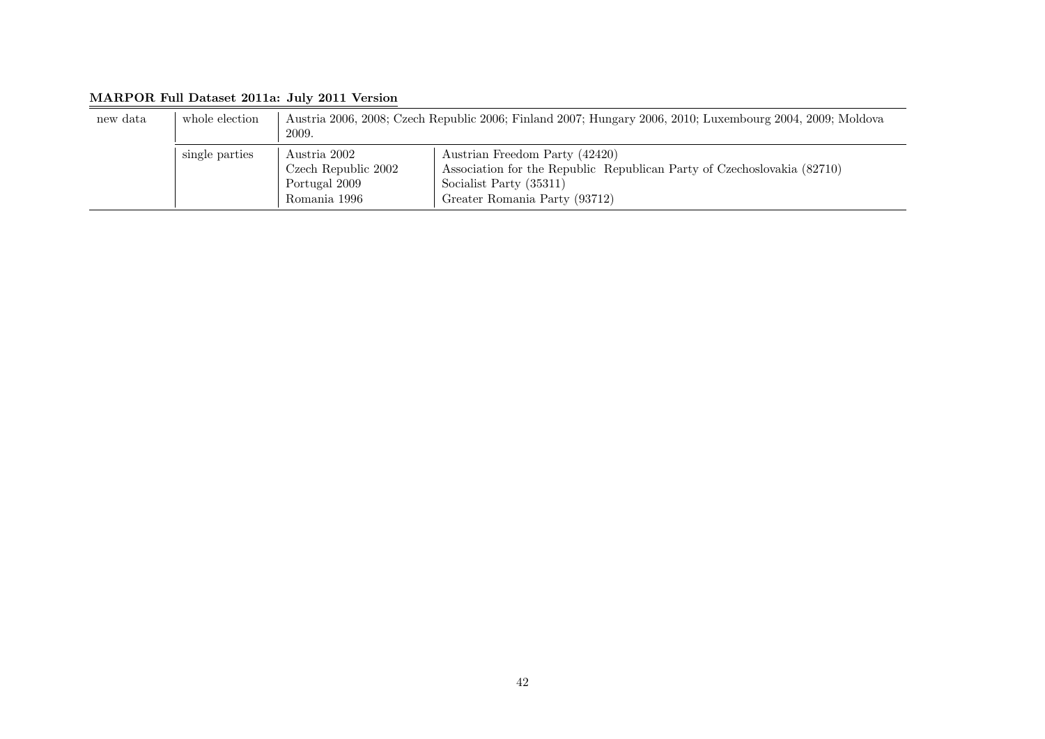**MARPOR Full Dataset 2011a: July 2011 Version**

| | | | |
|---|---|---|---|
| new data | whole election | Austria 2006, 2008; Czech Republic 2006; Finland 2007; Hungary 2006, 2010; Luxembourg 2004, 2009; Moldova 2009. | |
| | single parties | Austria 2002 | Austrian Freedom Party (42420) |
| | | Czech Republic 2002 | Association for the Republic Republican Party of Czechoslovakia (82710) |
| | | Portugal 2009 | Socialist Party (35311) |
| | | Romania 1996 | Greater Romania Party (93712) |